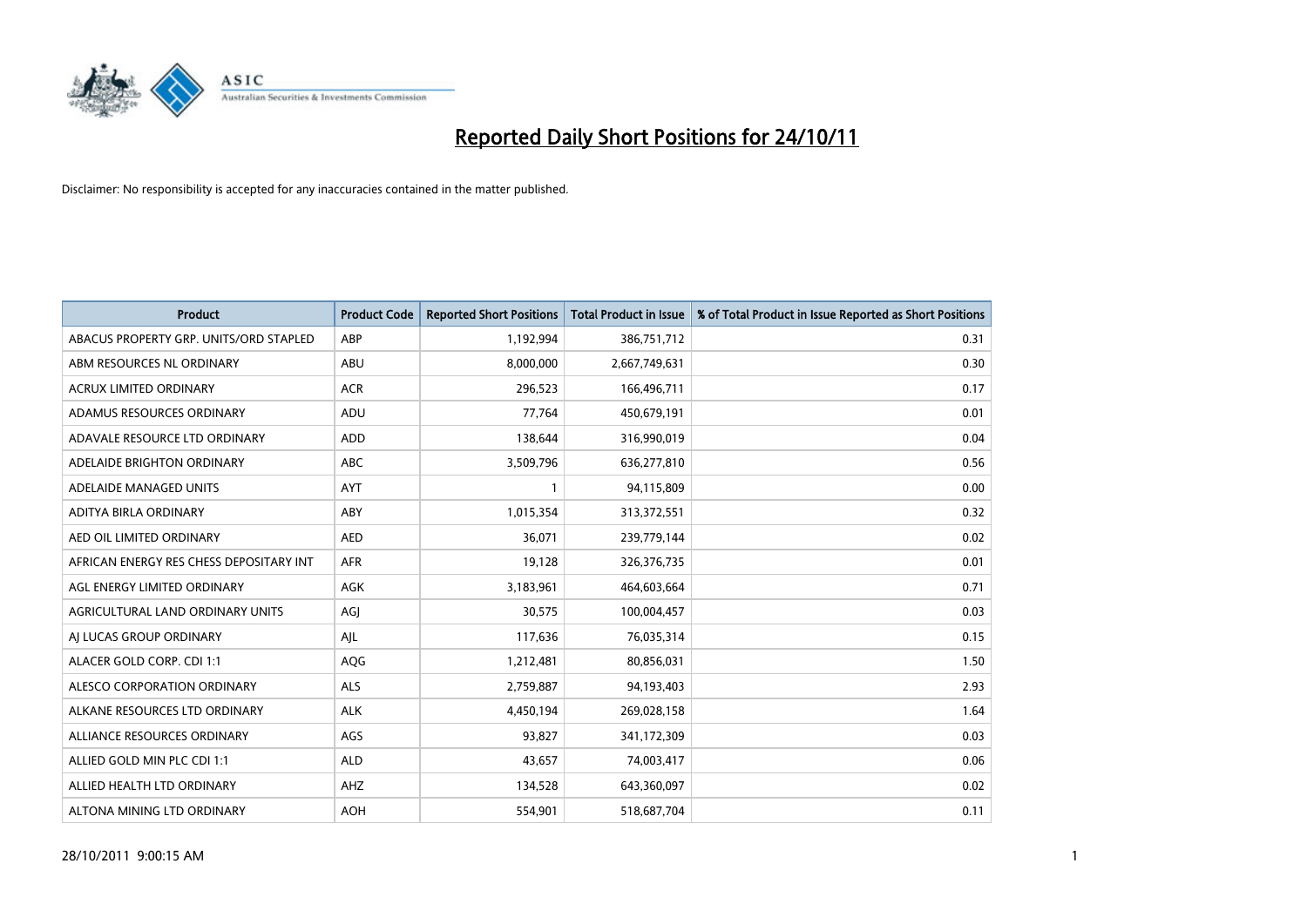# Reported Daily Short Positions for 24/10/11

Disclaimer: No responsibility is accepted for any inaccuracies contained in the matter published.

| Product | Product Code | Reported Short Positions | Total Product in Issue | % of Total Product in Issue Reported as Short Positions |
|---|---|---|---|---|
| ABACUS PROPERTY GRP. UNITS/ORD STAPLED | ABP | 1,192,994 | 386,751,712 | 0.31 |
| ABM RESOURCES NL ORDINARY | ABU | 8,000,000 | 2,667,749,631 | 0.30 |
| ACRUX LIMITED ORDINARY | ACR | 296,523 | 166,496,711 | 0.17 |
| ADAMUS RESOURCES ORDINARY | ADU | 77,764 | 450,679,191 | 0.01 |
| ADAVALE RESOURCE LTD ORDINARY | ADD | 138,644 | 316,990,019 | 0.04 |
| ADELAIDE BRIGHTON ORDINARY | ABC | 3,509,796 | 636,277,810 | 0.56 |
| ADELAIDE MANAGED UNITS | AYT | 1 | 94,115,809 | 0.00 |
| ADITYA BIRLA ORDINARY | ABY | 1,015,354 | 313,372,551 | 0.32 |
| AED OIL LIMITED ORDINARY | AED | 36,071 | 239,779,144 | 0.02 |
| AFRICAN ENERGY RES CHESS DEPOSITARY INT | AFR | 19,128 | 326,376,735 | 0.01 |
| AGL ENERGY LIMITED ORDINARY | AGK | 3,183,961 | 464,603,664 | 0.71 |
| AGRICULTURAL LAND ORDINARY UNITS | AGJ | 30,575 | 100,004,457 | 0.03 |
| AJ LUCAS GROUP ORDINARY | AJL | 117,636 | 76,035,314 | 0.15 |
| ALACER GOLD CORP. CDI 1:1 | AQG | 1,212,481 | 80,856,031 | 1.50 |
| ALESCO CORPORATION ORDINARY | ALS | 2,759,887 | 94,193,403 | 2.93 |
| ALKANE RESOURCES LTD ORDINARY | ALK | 4,450,194 | 269,028,158 | 1.64 |
| ALLIANCE RESOURCES ORDINARY | AGS | 93,827 | 341,172,309 | 0.03 |
| ALLIED GOLD MIN PLC CDI 1:1 | ALD | 43,657 | 74,003,417 | 0.06 |
| ALLIED HEALTH LTD ORDINARY | AHZ | 134,528 | 643,360,097 | 0.02 |
| ALTONA MINING LTD ORDINARY | AOH | 554,901 | 518,687,704 | 0.11 |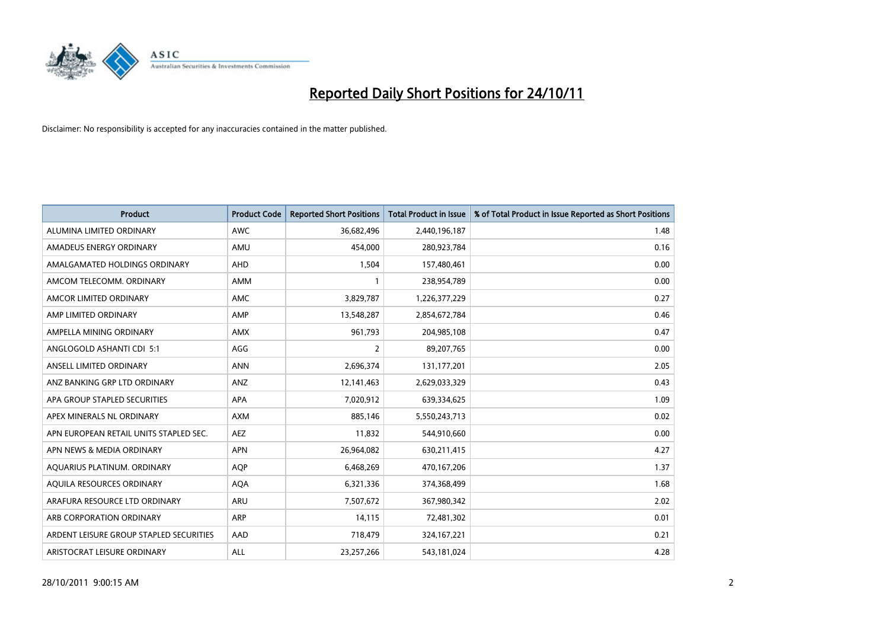# Reported Daily Short Positions for 24/10/11

Disclaimer: No responsibility is accepted for any inaccuracies contained in the matter published.

| Product | Product Code | Reported Short Positions | Total Product in Issue | % of Total Product in Issue Reported as Short Positions |
|---|---|---|---|---|
| ALUMINA LIMITED ORDINARY | AWC | 36,682,496 | 2,440,196,187 | 1.48 |
| AMADEUS ENERGY ORDINARY | AMU | 454,000 | 280,923,784 | 0.16 |
| AMALGAMATED HOLDINGS ORDINARY | AHD | 1,504 | 157,480,461 | 0.00 |
| AMCOM TELECOMM. ORDINARY | AMM | 1 | 238,954,789 | 0.00 |
| AMCOR LIMITED ORDINARY | AMC | 3,829,787 | 1,226,377,229 | 0.27 |
| AMP LIMITED ORDINARY | AMP | 13,548,287 | 2,854,672,784 | 0.46 |
| AMPELLA MINING ORDINARY | AMX | 961,793 | 204,985,108 | 0.47 |
| ANGLOGOLD ASHANTI CDI 5:1 | AGG | 2 | 89,207,765 | 0.00 |
| ANSELL LIMITED ORDINARY | ANN | 2,696,374 | 131,177,201 | 2.05 |
| ANZ BANKING GRP LTD ORDINARY | ANZ | 12,141,463 | 2,629,033,329 | 0.43 |
| APA GROUP STAPLED SECURITIES | APA | 7,020,912 | 639,334,625 | 1.09 |
| APEX MINERALS NL ORDINARY | AXM | 885,146 | 5,550,243,713 | 0.02 |
| APN EUROPEAN RETAIL UNITS STAPLED SEC. | AEZ | 11,832 | 544,910,660 | 0.00 |
| APN NEWS & MEDIA ORDINARY | APN | 26,964,082 | 630,211,415 | 4.27 |
| AQUARIUS PLATINUM. ORDINARY | AQP | 6,468,269 | 470,167,206 | 1.37 |
| AQUILA RESOURCES ORDINARY | AQA | 6,321,336 | 374,368,499 | 1.68 |
| ARAFURA RESOURCE LTD ORDINARY | ARU | 7,507,672 | 367,980,342 | 2.02 |
| ARB CORPORATION ORDINARY | ARP | 14,115 | 72,481,302 | 0.01 |
| ARDENT LEISURE GROUP STAPLED SECURITIES | AAD | 718,479 | 324,167,221 | 0.21 |
| ARISTOCRAT LEISURE ORDINARY | ALL | 23,257,266 | 543,181,024 | 4.28 |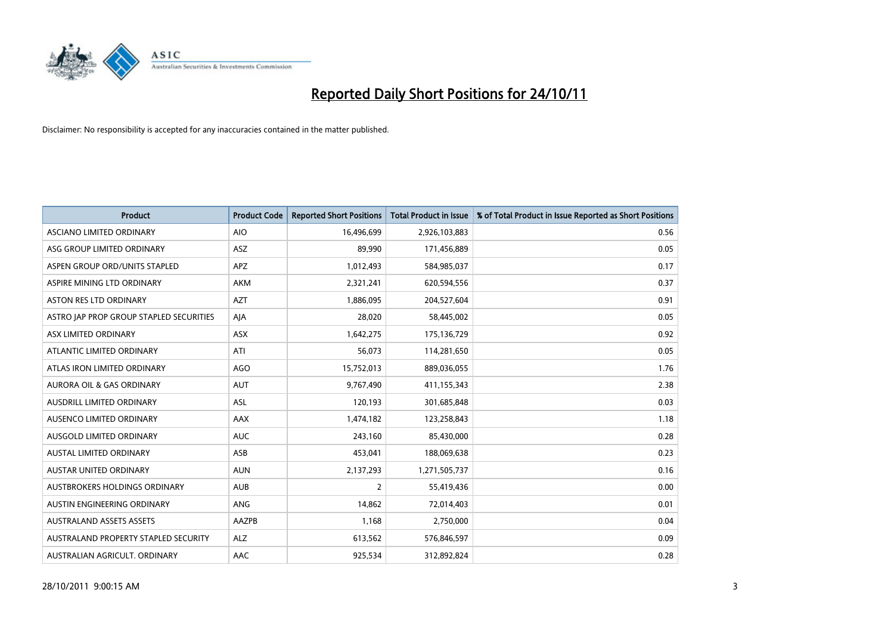# Reported Daily Short Positions for 24/10/11

Disclaimer: No responsibility is accepted for any inaccuracies contained in the matter published.

| Product | Product Code | Reported Short Positions | Total Product in Issue | % of Total Product in Issue Reported as Short Positions |
|---|---|---|---|---|
| ASCIANO LIMITED ORDINARY | AIO | 16,496,699 | 2,926,103,883 | 0.56 |
| ASG GROUP LIMITED ORDINARY | ASZ | 89,990 | 171,456,889 | 0.05 |
| ASPEN GROUP ORD/UNITS STAPLED | APZ | 1,012,493 | 584,985,037 | 0.17 |
| ASPIRE MINING LTD ORDINARY | AKM | 2,321,241 | 620,594,556 | 0.37 |
| ASTON RES LTD ORDINARY | AZT | 1,886,095 | 204,527,604 | 0.91 |
| ASTRO JAP PROP GROUP STAPLED SECURITIES | AJA | 28,020 | 58,445,002 | 0.05 |
| ASX LIMITED ORDINARY | ASX | 1,642,275 | 175,136,729 | 0.92 |
| ATLANTIC LIMITED ORDINARY | ATI | 56,073 | 114,281,650 | 0.05 |
| ATLAS IRON LIMITED ORDINARY | AGO | 15,752,013 | 889,036,055 | 1.76 |
| AURORA OIL & GAS ORDINARY | AUT | 9,767,490 | 411,155,343 | 2.38 |
| AUSDRILL LIMITED ORDINARY | ASL | 120,193 | 301,685,848 | 0.03 |
| AUSENCO LIMITED ORDINARY | AAX | 1,474,182 | 123,258,843 | 1.18 |
| AUSGOLD LIMITED ORDINARY | AUC | 243,160 | 85,430,000 | 0.28 |
| AUSTAL LIMITED ORDINARY | ASB | 453,041 | 188,069,638 | 0.23 |
| AUSTAR UNITED ORDINARY | AUN | 2,137,293 | 1,271,505,737 | 0.16 |
| AUSTBROKERS HOLDINGS ORDINARY | AUB | 2 | 55,419,436 | 0.00 |
| AUSTIN ENGINEERING ORDINARY | ANG | 14,862 | 72,014,403 | 0.01 |
| AUSTRALAND ASSETS ASSETS | AAZPB | 1,168 | 2,750,000 | 0.04 |
| AUSTRALAND PROPERTY STAPLED SECURITY | ALZ | 613,562 | 576,846,597 | 0.09 |
| AUSTRALIAN AGRICULT. ORDINARY | AAC | 925,534 | 312,892,824 | 0.28 |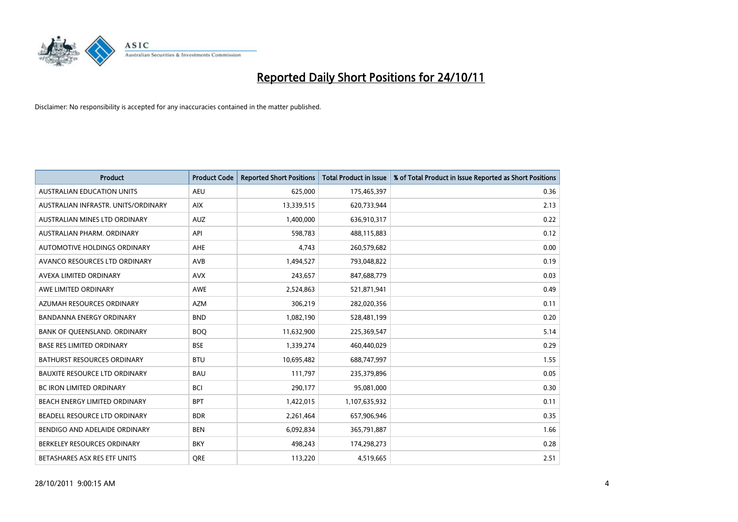# Reported Daily Short Positions for 24/10/11

Disclaimer: No responsibility is accepted for any inaccuracies contained in the matter published.

| Product | Product Code | Reported Short Positions | Total Product in Issue | % of Total Product in Issue Reported as Short Positions |
|---|---|---|---|---|
| AUSTRALIAN EDUCATION UNITS | AEU | 625,000 | 175,465,397 | 0.36 |
| AUSTRALIAN INFRASTR. UNITS/ORDINARY | AIX | 13,339,515 | 620,733,944 | 2.13 |
| AUSTRALIAN MINES LTD ORDINARY | AUZ | 1,400,000 | 636,910,317 | 0.22 |
| AUSTRALIAN PHARM. ORDINARY | API | 598,783 | 488,115,883 | 0.12 |
| AUTOMOTIVE HOLDINGS ORDINARY | AHE | 4,743 | 260,579,682 | 0.00 |
| AVANCO RESOURCES LTD ORDINARY | AVB | 1,494,527 | 793,048,822 | 0.19 |
| AVEXA LIMITED ORDINARY | AVX | 243,657 | 847,688,779 | 0.03 |
| AWE LIMITED ORDINARY | AWE | 2,524,863 | 521,871,941 | 0.49 |
| AZUMAH RESOURCES ORDINARY | AZM | 306,219 | 282,020,356 | 0.11 |
| BANDANNA ENERGY ORDINARY | BND | 1,082,190 | 528,481,199 | 0.20 |
| BANK OF QUEENSLAND. ORDINARY | BOQ | 11,632,900 | 225,369,547 | 5.14 |
| BASE RES LIMITED ORDINARY | BSE | 1,339,274 | 460,440,029 | 0.29 |
| BATHURST RESOURCES ORDINARY | BTU | 10,695,482 | 688,747,997 | 1.55 |
| BAUXITE RESOURCE LTD ORDINARY | BAU | 111,797 | 235,379,896 | 0.05 |
| BC IRON LIMITED ORDINARY | BCI | 290,177 | 95,081,000 | 0.30 |
| BEACH ENERGY LIMITED ORDINARY | BPT | 1,422,015 | 1,107,635,932 | 0.11 |
| BEADELL RESOURCE LTD ORDINARY | BDR | 2,261,464 | 657,906,946 | 0.35 |
| BENDIGO AND ADELAIDE ORDINARY | BEN | 6,092,834 | 365,791,887 | 1.66 |
| BERKELEY RESOURCES ORDINARY | BKY | 498,243 | 174,298,273 | 0.28 |
| BETASHARES ASX RES ETF UNITS | QRE | 113,220 | 4,519,665 | 2.51 |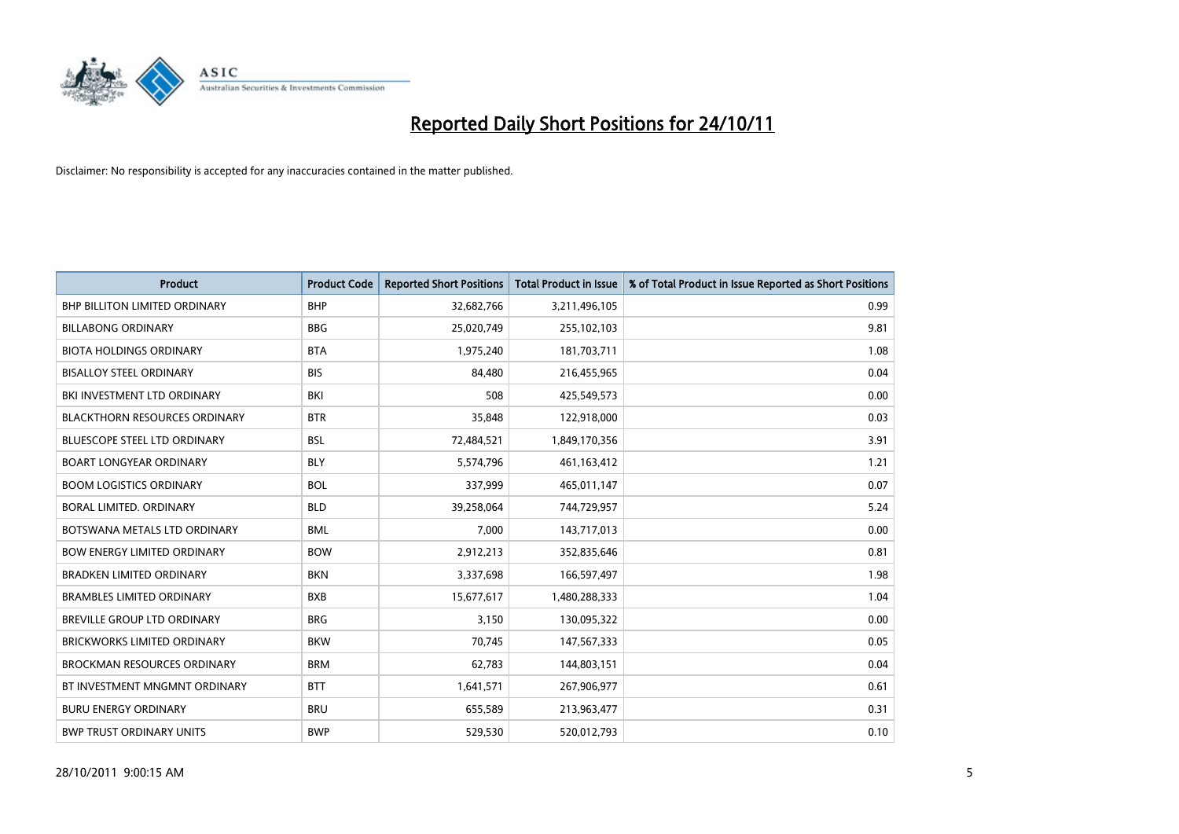# Reported Daily Short Positions for 24/10/11

Disclaimer: No responsibility is accepted for any inaccuracies contained in the matter published.

| Product | Product Code | Reported Short Positions | Total Product in Issue | % of Total Product in Issue Reported as Short Positions |
|---|---|---|---|---|
| BHP BILLITON LIMITED ORDINARY | BHP | 32,682,766 | 3,211,496,105 | 0.99 |
| BILLABONG ORDINARY | BBG | 25,020,749 | 255,102,103 | 9.81 |
| BIOTA HOLDINGS ORDINARY | BTA | 1,975,240 | 181,703,711 | 1.08 |
| BISALLOY STEEL ORDINARY | BIS | 84,480 | 216,455,965 | 0.04 |
| BKI INVESTMENT LTD ORDINARY | BKI | 508 | 425,549,573 | 0.00 |
| BLACKTHORN RESOURCES ORDINARY | BTR | 35,848 | 122,918,000 | 0.03 |
| BLUESCOPE STEEL LTD ORDINARY | BSL | 72,484,521 | 1,849,170,356 | 3.91 |
| BOART LONGYEAR ORDINARY | BLY | 5,574,796 | 461,163,412 | 1.21 |
| BOOM LOGISTICS ORDINARY | BOL | 337,999 | 465,011,147 | 0.07 |
| BORAL LIMITED. ORDINARY | BLD | 39,258,064 | 744,729,957 | 5.24 |
| BOTSWANA METALS LTD ORDINARY | BML | 7,000 | 143,717,013 | 0.00 |
| BOW ENERGY LIMITED ORDINARY | BOW | 2,912,213 | 352,835,646 | 0.81 |
| BRADKEN LIMITED ORDINARY | BKN | 3,337,698 | 166,597,497 | 1.98 |
| BRAMBLES LIMITED ORDINARY | BXB | 15,677,617 | 1,480,288,333 | 1.04 |
| BREVILLE GROUP LTD ORDINARY | BRG | 3,150 | 130,095,322 | 0.00 |
| BRICKWORKS LIMITED ORDINARY | BKW | 70,745 | 147,567,333 | 0.05 |
| BROCKMAN RESOURCES ORDINARY | BRM | 62,783 | 144,803,151 | 0.04 |
| BT INVESTMENT MNGMNT ORDINARY | BTT | 1,641,571 | 267,906,977 | 0.61 |
| BURU ENERGY ORDINARY | BRU | 655,589 | 213,963,477 | 0.31 |
| BWP TRUST ORDINARY UNITS | BWP | 529,530 | 520,012,793 | 0.10 |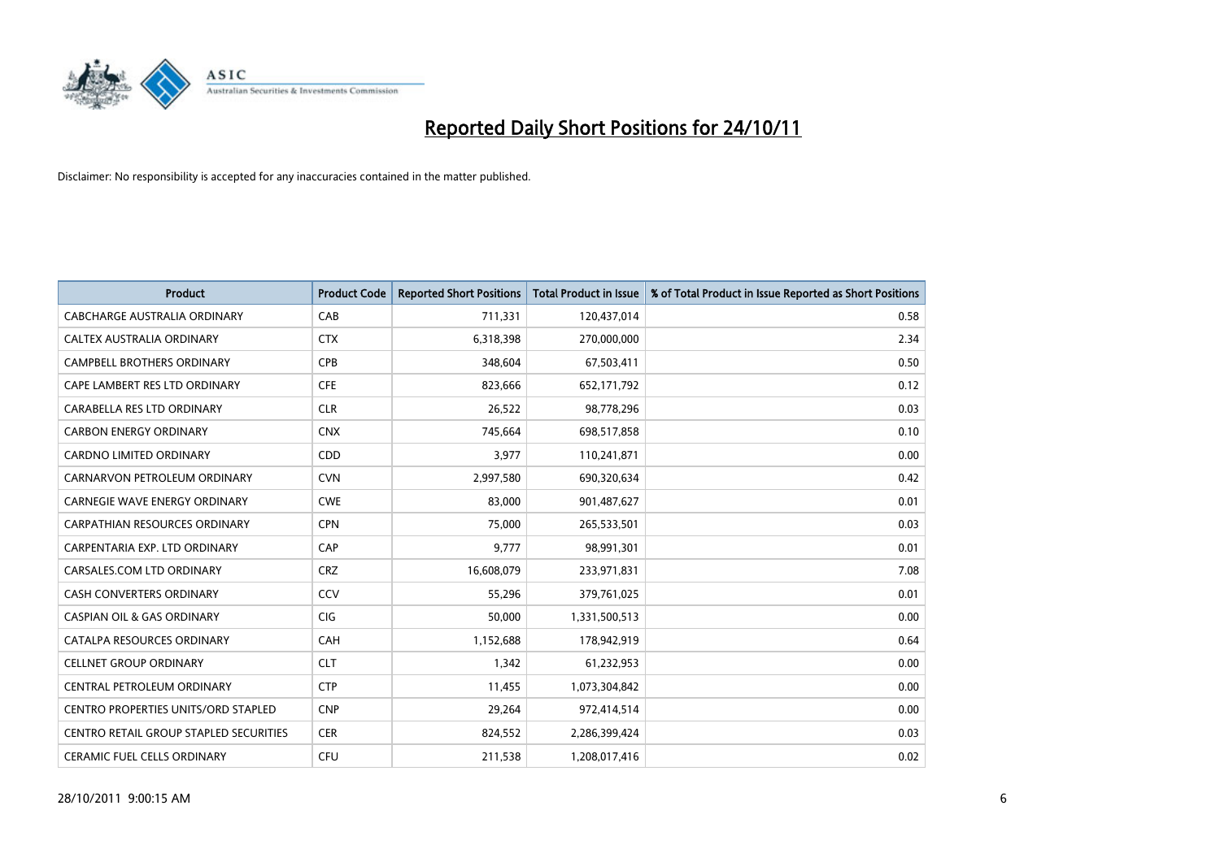# Reported Daily Short Positions for 24/10/11

Disclaimer: No responsibility is accepted for any inaccuracies contained in the matter published.

| Product | Product Code | Reported Short Positions | Total Product in Issue | % of Total Product in Issue Reported as Short Positions |
|---|---|---|---|---|
| CABCHARGE AUSTRALIA ORDINARY | CAB | 711,331 | 120,437,014 | 0.58 |
| CALTEX AUSTRALIA ORDINARY | CTX | 6,318,398 | 270,000,000 | 2.34 |
| CAMPBELL BROTHERS ORDINARY | CPB | 348,604 | 67,503,411 | 0.50 |
| CAPE LAMBERT RES LTD ORDINARY | CFE | 823,666 | 652,171,792 | 0.12 |
| CARABELLA RES LTD ORDINARY | CLR | 26,522 | 98,778,296 | 0.03 |
| CARBON ENERGY ORDINARY | CNX | 745,664 | 698,517,858 | 0.10 |
| CARDNO LIMITED ORDINARY | CDD | 3,977 | 110,241,871 | 0.00 |
| CARNARVON PETROLEUM ORDINARY | CVN | 2,997,580 | 690,320,634 | 0.42 |
| CARNEGIE WAVE ENERGY ORDINARY | CWE | 83,000 | 901,487,627 | 0.01 |
| CARPATHIAN RESOURCES ORDINARY | CPN | 75,000 | 265,533,501 | 0.03 |
| CARPENTARIA EXP. LTD ORDINARY | CAP | 9,777 | 98,991,301 | 0.01 |
| CARSALES.COM LTD ORDINARY | CRZ | 16,608,079 | 233,971,831 | 7.08 |
| CASH CONVERTERS ORDINARY | CCV | 55,296 | 379,761,025 | 0.01 |
| CASPIAN OIL & GAS ORDINARY | CIG | 50,000 | 1,331,500,513 | 0.00 |
| CATALPA RESOURCES ORDINARY | CAH | 1,152,688 | 178,942,919 | 0.64 |
| CELLNET GROUP ORDINARY | CLT | 1,342 | 61,232,953 | 0.00 |
| CENTRAL PETROLEUM ORDINARY | CTP | 11,455 | 1,073,304,842 | 0.00 |
| CENTRO PROPERTIES UNITS/ORD STAPLED | CNP | 29,264 | 972,414,514 | 0.00 |
| CENTRO RETAIL GROUP STAPLED SECURITIES | CER | 824,552 | 2,286,399,424 | 0.03 |
| CERAMIC FUEL CELLS ORDINARY | CFU | 211,538 | 1,208,017,416 | 0.02 |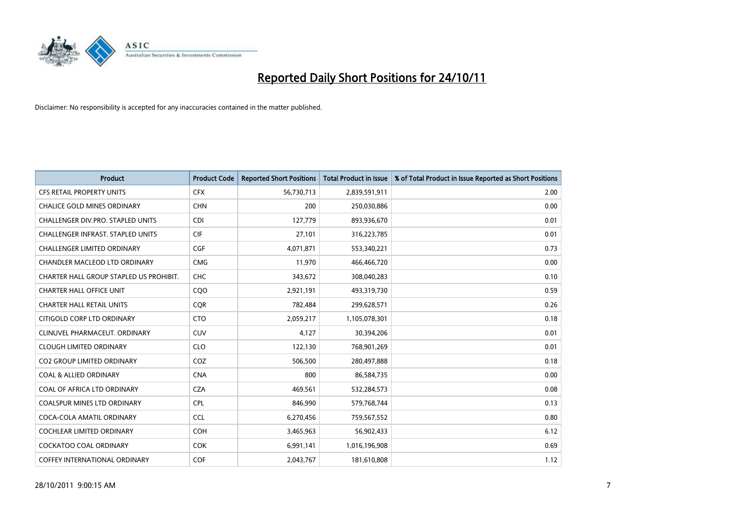# Reported Daily Short Positions for 24/10/11

Disclaimer: No responsibility is accepted for any inaccuracies contained in the matter published.

| Product | Product Code | Reported Short Positions | Total Product in Issue | % of Total Product in Issue Reported as Short Positions |
|---|---|---|---|---|
| CFS RETAIL PROPERTY UNITS | CFX | 56,730,713 | 2,839,591,911 | 2.00 |
| CHALICE GOLD MINES ORDINARY | CHN | 200 | 250,030,886 | 0.00 |
| CHALLENGER DIV.PRO. STAPLED UNITS | CDI | 127,779 | 893,936,670 | 0.01 |
| CHALLENGER INFRAST. STAPLED UNITS | CIF | 27,101 | 316,223,785 | 0.01 |
| CHALLENGER LIMITED ORDINARY | CGF | 4,071,871 | 553,340,221 | 0.73 |
| CHANDLER MACLEOD LTD ORDINARY | CMG | 11,970 | 466,466,720 | 0.00 |
| CHARTER HALL GROUP STAPLED US PROHIBIT. | CHC | 343,672 | 308,040,283 | 0.10 |
| CHARTER HALL OFFICE UNIT | CQO | 2,921,191 | 493,319,730 | 0.59 |
| CHARTER HALL RETAIL UNITS | CQR | 782,484 | 299,628,571 | 0.26 |
| CITIGOLD CORP LTD ORDINARY | CTO | 2,059,217 | 1,105,078,301 | 0.18 |
| CLINUVEL PHARMACEUT. ORDINARY | CUV | 4,127 | 30,394,206 | 0.01 |
| CLOUGH LIMITED ORDINARY | CLO | 122,130 | 768,901,269 | 0.01 |
| CO2 GROUP LIMITED ORDINARY | COZ | 506,500 | 280,497,888 | 0.18 |
| COAL & ALLIED ORDINARY | CNA | 800 | 86,584,735 | 0.00 |
| COAL OF AFRICA LTD ORDINARY | CZA | 469,561 | 532,284,573 | 0.08 |
| COALSPUR MINES LTD ORDINARY | CPL | 846,990 | 579,768,744 | 0.13 |
| COCA-COLA AMATIL ORDINARY | CCL | 6,270,456 | 759,567,552 | 0.80 |
| COCHLEAR LIMITED ORDINARY | COH | 3,465,963 | 56,902,433 | 6.12 |
| COCKATOO COAL ORDINARY | COK | 6,991,141 | 1,016,196,908 | 0.69 |
| COFFEY INTERNATIONAL ORDINARY | COF | 2,043,767 | 181,610,808 | 1.12 |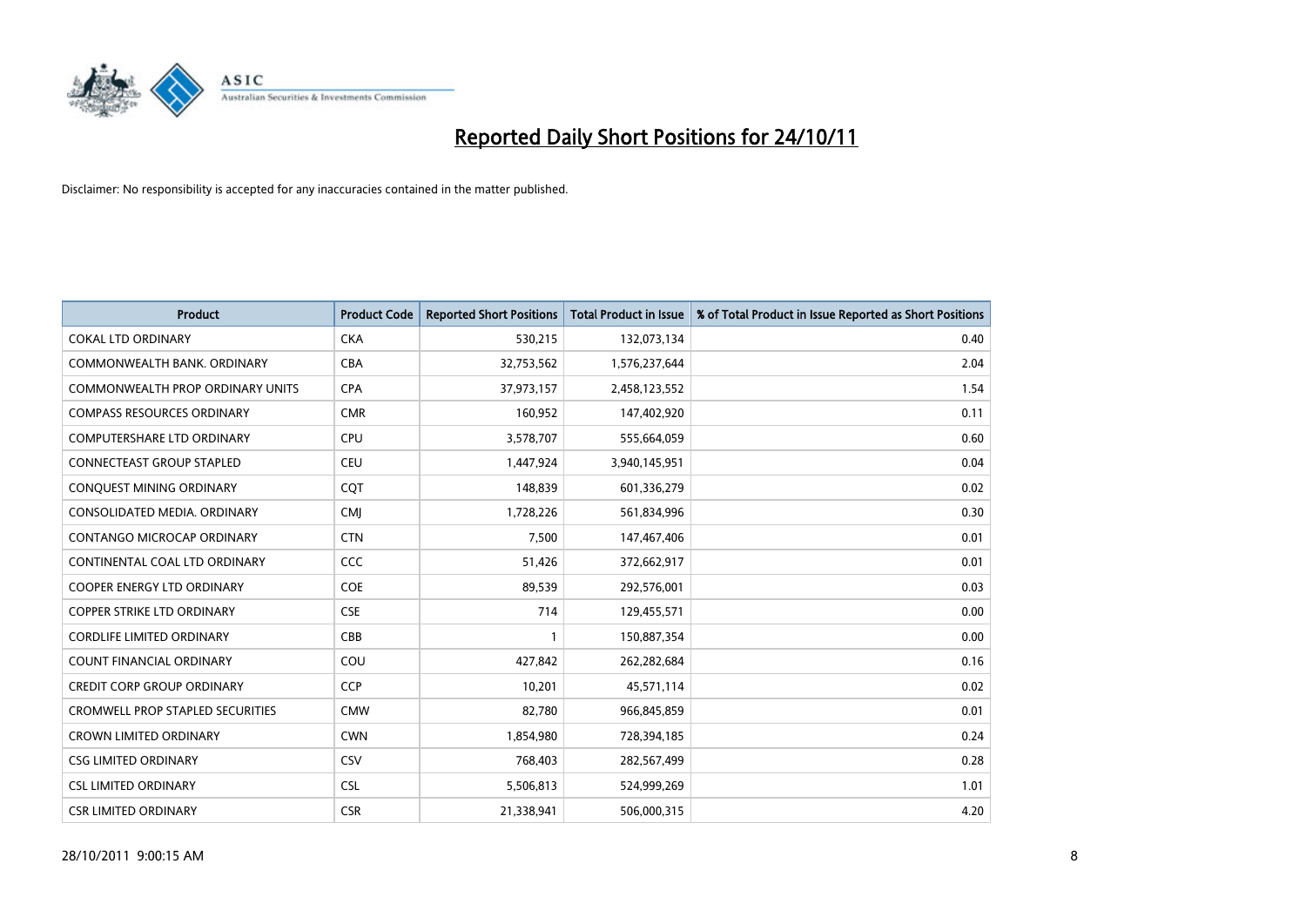# Reported Daily Short Positions for 24/10/11

Disclaimer: No responsibility is accepted for any inaccuracies contained in the matter published.

| Product | Product Code | Reported Short Positions | Total Product in Issue | % of Total Product in Issue Reported as Short Positions |
|---|---|---|---|---|
| COKAL LTD ORDINARY | CKA | 530,215 | 132,073,134 | 0.40 |
| COMMONWEALTH BANK. ORDINARY | CBA | 32,753,562 | 1,576,237,644 | 2.04 |
| COMMONWEALTH PROP ORDINARY UNITS | CPA | 37,973,157 | 2,458,123,552 | 1.54 |
| COMPASS RESOURCES ORDINARY | CMR | 160,952 | 147,402,920 | 0.11 |
| COMPUTERSHARE LTD ORDINARY | CPU | 3,578,707 | 555,664,059 | 0.60 |
| CONNECTEAST GROUP STAPLED | CEU | 1,447,924 | 3,940,145,951 | 0.04 |
| CONQUEST MINING ORDINARY | CQT | 148,839 | 601,336,279 | 0.02 |
| CONSOLIDATED MEDIA. ORDINARY | CMJ | 1,728,226 | 561,834,996 | 0.30 |
| CONTANGO MICROCAP ORDINARY | CTN | 7,500 | 147,467,406 | 0.01 |
| CONTINENTAL COAL LTD ORDINARY | CCC | 51,426 | 372,662,917 | 0.01 |
| COOPER ENERGY LTD ORDINARY | COE | 89,539 | 292,576,001 | 0.03 |
| COPPER STRIKE LTD ORDINARY | CSE | 714 | 129,455,571 | 0.00 |
| CORDLIFE LIMITED ORDINARY | CBB | 1 | 150,887,354 | 0.00 |
| COUNT FINANCIAL ORDINARY | COU | 427,842 | 262,282,684 | 0.16 |
| CREDIT CORP GROUP ORDINARY | CCP | 10,201 | 45,571,114 | 0.02 |
| CROMWELL PROP STAPLED SECURITIES | CMW | 82,780 | 966,845,859 | 0.01 |
| CROWN LIMITED ORDINARY | CWN | 1,854,980 | 728,394,185 | 0.24 |
| CSG LIMITED ORDINARY | CSV | 768,403 | 282,567,499 | 0.28 |
| CSL LIMITED ORDINARY | CSL | 5,506,813 | 524,999,269 | 1.01 |
| CSR LIMITED ORDINARY | CSR | 21,338,941 | 506,000,315 | 4.20 |

28/10/2011 9:00:15 AM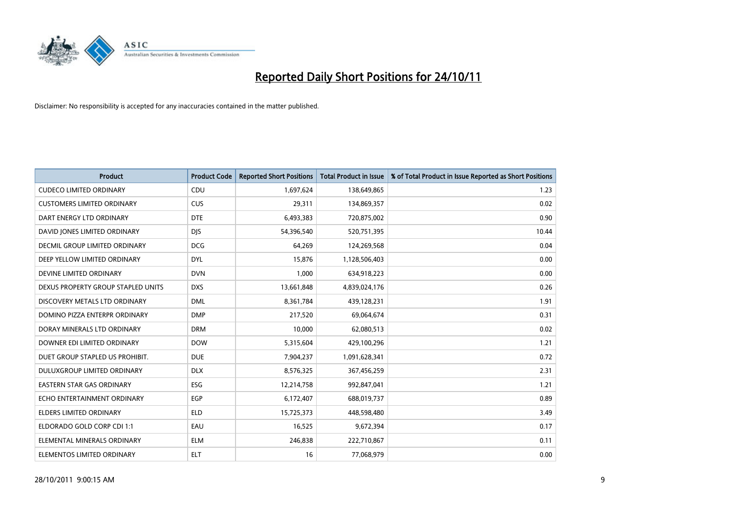# Reported Daily Short Positions for 24/10/11

Disclaimer: No responsibility is accepted for any inaccuracies contained in the matter published.

| Product | Product Code | Reported Short Positions | Total Product in Issue | % of Total Product in Issue Reported as Short Positions |
|---|---|---|---|---|
| CUDECO LIMITED ORDINARY | CDU | 1,697,624 | 138,649,865 | 1.23 |
| CUSTOMERS LIMITED ORDINARY | CUS | 29,311 | 134,869,357 | 0.02 |
| DART ENERGY LTD ORDINARY | DTE | 6,493,383 | 720,875,002 | 0.90 |
| DAVID JONES LIMITED ORDINARY | DJS | 54,396,540 | 520,751,395 | 10.44 |
| DECMIL GROUP LIMITED ORDINARY | DCG | 64,269 | 124,269,568 | 0.04 |
| DEEP YELLOW LIMITED ORDINARY | DYL | 15,876 | 1,128,506,403 | 0.00 |
| DEVINE LIMITED ORDINARY | DVN | 1,000 | 634,918,223 | 0.00 |
| DEXUS PROPERTY GROUP STAPLED UNITS | DXS | 13,661,848 | 4,839,024,176 | 0.26 |
| DISCOVERY METALS LTD ORDINARY | DML | 8,361,784 | 439,128,231 | 1.91 |
| DOMINO PIZZA ENTERPR ORDINARY | DMP | 217,520 | 69,064,674 | 0.31 |
| DORAY MINERALS LTD ORDINARY | DRM | 10,000 | 62,080,513 | 0.02 |
| DOWNER EDI LIMITED ORDINARY | DOW | 5,315,604 | 429,100,296 | 1.21 |
| DUET GROUP STAPLED US PROHIBIT. | DUE | 7,904,237 | 1,091,628,341 | 0.72 |
| DULUXGROUP LIMITED ORDINARY | DLX | 8,576,325 | 367,456,259 | 2.31 |
| EASTERN STAR GAS ORDINARY | ESG | 12,214,758 | 992,847,041 | 1.21 |
| ECHO ENTERTAINMENT ORDINARY | EGP | 6,172,407 | 688,019,737 | 0.89 |
| ELDERS LIMITED ORDINARY | ELD | 15,725,373 | 448,598,480 | 3.49 |
| ELDORADO GOLD CORP CDI 1:1 | EAU | 16,525 | 9,672,394 | 0.17 |
| ELEMENTAL MINERALS ORDINARY | ELM | 246,838 | 222,710,867 | 0.11 |
| ELEMENTOS LIMITED ORDINARY | ELT | 16 | 77,068,979 | 0.00 |

28/10/2011 9:00:15 AM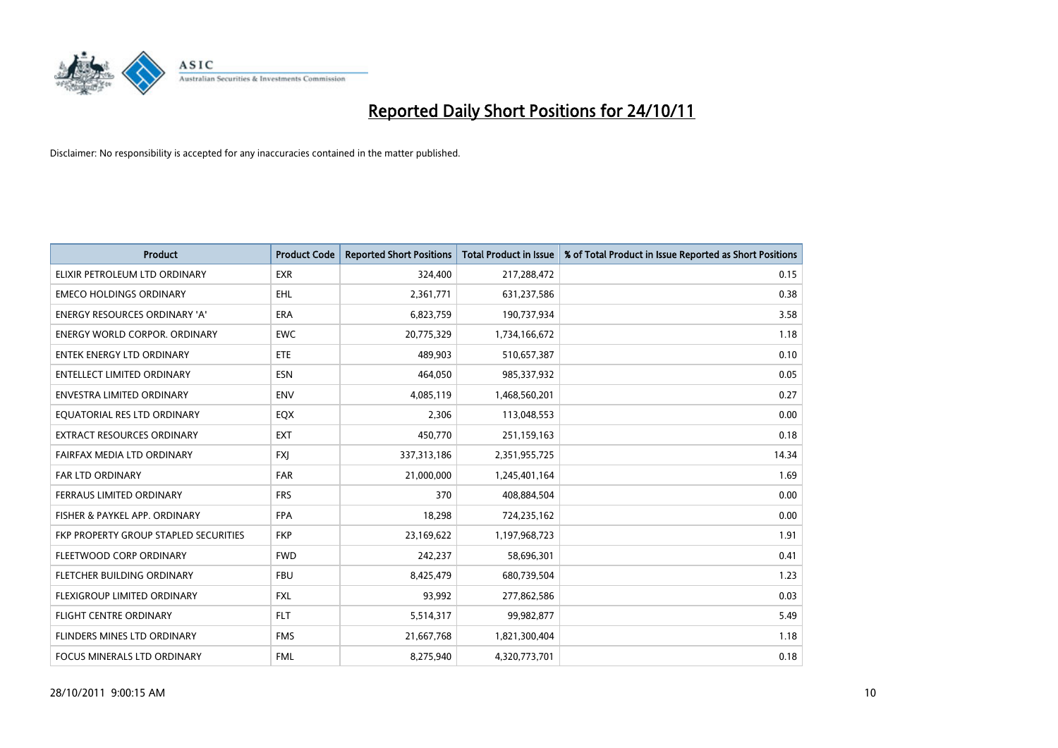# Reported Daily Short Positions for 24/10/11

Disclaimer: No responsibility is accepted for any inaccuracies contained in the matter published.

| Product | Product Code | Reported Short Positions | Total Product in Issue | % of Total Product in Issue Reported as Short Positions |
|---|---|---|---|---|
| ELIXIR PETROLEUM LTD ORDINARY | EXR | 324,400 | 217,288,472 | 0.15 |
| EMECO HOLDINGS ORDINARY | EHL | 2,361,771 | 631,237,586 | 0.38 |
| ENERGY RESOURCES ORDINARY 'A' | ERA | 6,823,759 | 190,737,934 | 3.58 |
| ENERGY WORLD CORPOR. ORDINARY | EWC | 20,775,329 | 1,734,166,672 | 1.18 |
| ENTEK ENERGY LTD ORDINARY | ETE | 489,903 | 510,657,387 | 0.10 |
| ENTELLECT LIMITED ORDINARY | ESN | 464,050 | 985,337,932 | 0.05 |
| ENVESTRA LIMITED ORDINARY | ENV | 4,085,119 | 1,468,560,201 | 0.27 |
| EQUATORIAL RES LTD ORDINARY | EQX | 2,306 | 113,048,553 | 0.00 |
| EXTRACT RESOURCES ORDINARY | EXT | 450,770 | 251,159,163 | 0.18 |
| FAIRFAX MEDIA LTD ORDINARY | FXJ | 337,313,186 | 2,351,955,725 | 14.34 |
| FAR LTD ORDINARY | FAR | 21,000,000 | 1,245,401,164 | 1.69 |
| FERRAUS LIMITED ORDINARY | FRS | 370 | 408,884,504 | 0.00 |
| FISHER & PAYKEL APP. ORDINARY | FPA | 18,298 | 724,235,162 | 0.00 |
| FKP PROPERTY GROUP STAPLED SECURITIES | FKP | 23,169,622 | 1,197,968,723 | 1.91 |
| FLEETWOOD CORP ORDINARY | FWD | 242,237 | 58,696,301 | 0.41 |
| FLETCHER BUILDING ORDINARY | FBU | 8,425,479 | 680,739,504 | 1.23 |
| FLEXIGROUP LIMITED ORDINARY | FXL | 93,992 | 277,862,586 | 0.03 |
| FLIGHT CENTRE ORDINARY | FLT | 5,514,317 | 99,982,877 | 5.49 |
| FLINDERS MINES LTD ORDINARY | FMS | 21,667,768 | 1,821,300,404 | 1.18 |
| FOCUS MINERALS LTD ORDINARY | FML | 8,275,940 | 4,320,773,701 | 0.18 |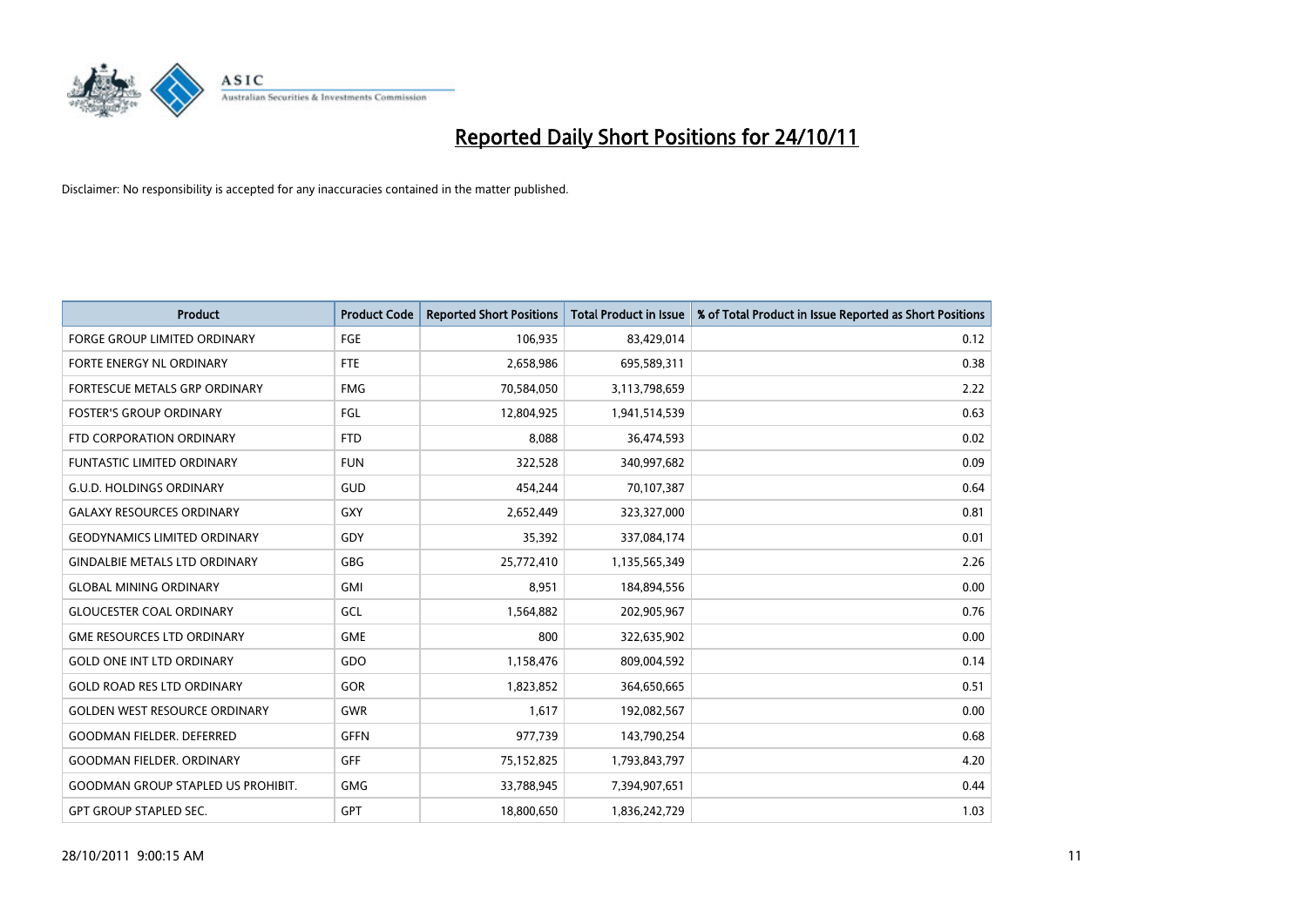# Reported Daily Short Positions for 24/10/11

Disclaimer: No responsibility is accepted for any inaccuracies contained in the matter published.

| Product | Product Code | Reported Short Positions | Total Product in Issue | % of Total Product in Issue Reported as Short Positions |
|---|---|---|---|---|
| FORGE GROUP LIMITED ORDINARY | FGE | 106,935 | 83,429,014 | 0.12 |
| FORTE ENERGY NL ORDINARY | FTE | 2,658,986 | 695,589,311 | 0.38 |
| FORTESCUE METALS GRP ORDINARY | FMG | 70,584,050 | 3,113,798,659 | 2.22 |
| FOSTER'S GROUP ORDINARY | FGL | 12,804,925 | 1,941,514,539 | 0.63 |
| FTD CORPORATION ORDINARY | FTD | 8,088 | 36,474,593 | 0.02 |
| FUNTASTIC LIMITED ORDINARY | FUN | 322,528 | 340,997,682 | 0.09 |
| G.U.D. HOLDINGS ORDINARY | GUD | 454,244 | 70,107,387 | 0.64 |
| GALAXY RESOURCES ORDINARY | GXY | 2,652,449 | 323,327,000 | 0.81 |
| GEODYNAMICS LIMITED ORDINARY | GDY | 35,392 | 337,084,174 | 0.01 |
| GINDALBIE METALS LTD ORDINARY | GBG | 25,772,410 | 1,135,565,349 | 2.26 |
| GLOBAL MINING ORDINARY | GMI | 8,951 | 184,894,556 | 0.00 |
| GLOUCESTER COAL ORDINARY | GCL | 1,564,882 | 202,905,967 | 0.76 |
| GME RESOURCES LTD ORDINARY | GME | 800 | 322,635,902 | 0.00 |
| GOLD ONE INT LTD ORDINARY | GDO | 1,158,476 | 809,004,592 | 0.14 |
| GOLD ROAD RES LTD ORDINARY | GOR | 1,823,852 | 364,650,665 | 0.51 |
| GOLDEN WEST RESOURCE ORDINARY | GWR | 1,617 | 192,082,567 | 0.00 |
| GOODMAN FIELDER. DEFERRED | GFFN | 977,739 | 143,790,254 | 0.68 |
| GOODMAN FIELDER. ORDINARY | GFF | 75,152,825 | 1,793,843,797 | 4.20 |
| GOODMAN GROUP STAPLED US PROHIBIT. | GMG | 33,788,945 | 7,394,907,651 | 0.44 |
| GPT GROUP STAPLED SEC. | GPT | 18,800,650 | 1,836,242,729 | 1.03 |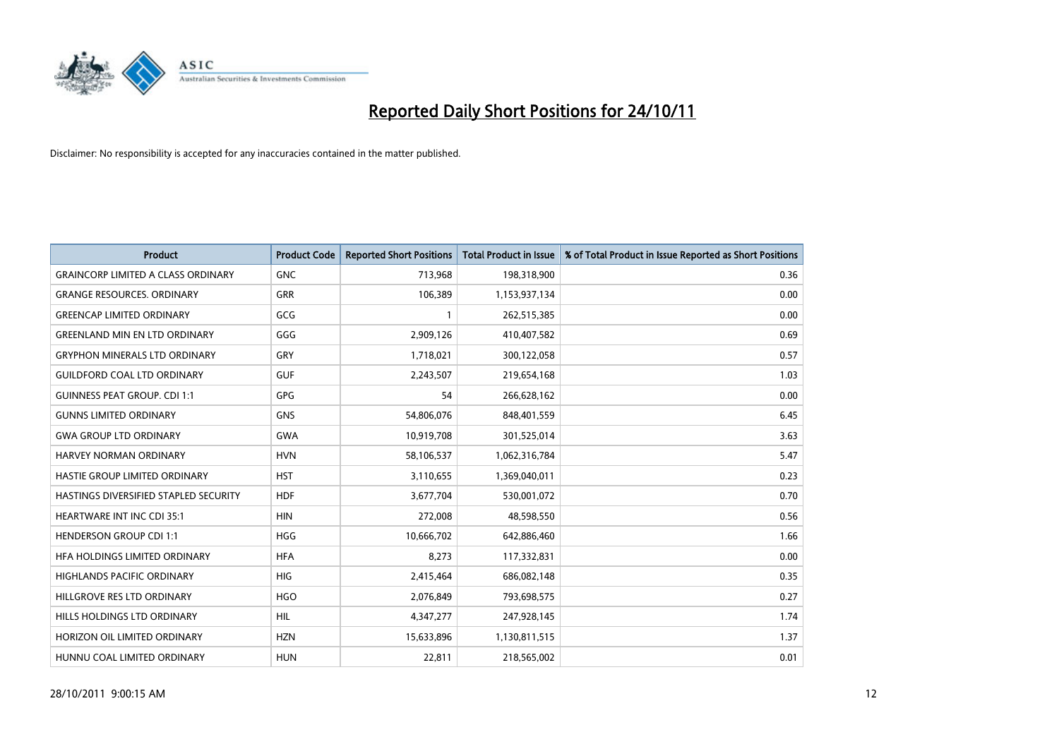# Reported Daily Short Positions for 24/10/11

Disclaimer: No responsibility is accepted for any inaccuracies contained in the matter published.

| Product | Product Code | Reported Short Positions | Total Product in Issue | % of Total Product in Issue Reported as Short Positions |
|---|---|---|---|---|
| GRAINCORP LIMITED A CLASS ORDINARY | GNC | 713,968 | 198,318,900 | 0.36 |
| GRANGE RESOURCES. ORDINARY | GRR | 106,389 | 1,153,937,134 | 0.00 |
| GREENCAP LIMITED ORDINARY | GCG | 1 | 262,515,385 | 0.00 |
| GREENLAND MIN EN LTD ORDINARY | GGG | 2,909,126 | 410,407,582 | 0.69 |
| GRYPHON MINERALS LTD ORDINARY | GRY | 1,718,021 | 300,122,058 | 0.57 |
| GUILDFORD COAL LTD ORDINARY | GUF | 2,243,507 | 219,654,168 | 1.03 |
| GUINNESS PEAT GROUP. CDI 1:1 | GPG | 54 | 266,628,162 | 0.00 |
| GUNNS LIMITED ORDINARY | GNS | 54,806,076 | 848,401,559 | 6.45 |
| GWA GROUP LTD ORDINARY | GWA | 10,919,708 | 301,525,014 | 3.63 |
| HARVEY NORMAN ORDINARY | HVN | 58,106,537 | 1,062,316,784 | 5.47 |
| HASTIE GROUP LIMITED ORDINARY | HST | 3,110,655 | 1,369,040,011 | 0.23 |
| HASTINGS DIVERSIFIED STAPLED SECURITY | HDF | 3,677,704 | 530,001,072 | 0.70 |
| HEARTWARE INT INC CDI 35:1 | HIN | 272,008 | 48,598,550 | 0.56 |
| HENDERSON GROUP CDI 1:1 | HGG | 10,666,702 | 642,886,460 | 1.66 |
| HFA HOLDINGS LIMITED ORDINARY | HFA | 8,273 | 117,332,831 | 0.00 |
| HIGHLANDS PACIFIC ORDINARY | HIG | 2,415,464 | 686,082,148 | 0.35 |
| HILLGROVE RES LTD ORDINARY | HGO | 2,076,849 | 793,698,575 | 0.27 |
| HILLS HOLDINGS LTD ORDINARY | HIL | 4,347,277 | 247,928,145 | 1.74 |
| HORIZON OIL LIMITED ORDINARY | HZN | 15,633,896 | 1,130,811,515 | 1.37 |
| HUNNU COAL LIMITED ORDINARY | HUN | 22,811 | 218,565,002 | 0.01 |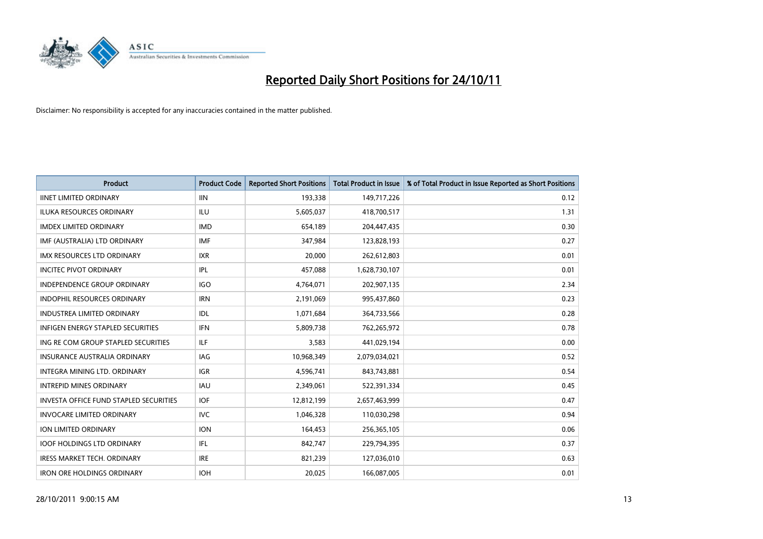# Reported Daily Short Positions for 24/10/11

Disclaimer: No responsibility is accepted for any inaccuracies contained in the matter published.

| Product | Product Code | Reported Short Positions | Total Product in Issue | % of Total Product in Issue Reported as Short Positions |
|---|---|---|---|---|
| IINET LIMITED ORDINARY | IIN | 193,338 | 149,717,226 | 0.12 |
| ILUKA RESOURCES ORDINARY | ILU | 5,605,037 | 418,700,517 | 1.31 |
| IMDEX LIMITED ORDINARY | IMD | 654,189 | 204,447,435 | 0.30 |
| IMF (AUSTRALIA) LTD ORDINARY | IMF | 347,984 | 123,828,193 | 0.27 |
| IMX RESOURCES LTD ORDINARY | IXR | 20,000 | 262,612,803 | 0.01 |
| INCITEC PIVOT ORDINARY | IPL | 457,088 | 1,628,730,107 | 0.01 |
| INDEPENDENCE GROUP ORDINARY | IGO | 4,764,071 | 202,907,135 | 2.34 |
| INDOPHIL RESOURCES ORDINARY | IRN | 2,191,069 | 995,437,860 | 0.23 |
| INDUSTREA LIMITED ORDINARY | IDL | 1,071,684 | 364,733,566 | 0.28 |
| INFIGEN ENERGY STAPLED SECURITIES | IFN | 5,809,738 | 762,265,972 | 0.78 |
| ING RE COM GROUP STAPLED SECURITIES | ILF | 3,583 | 441,029,194 | 0.00 |
| INSURANCE AUSTRALIA ORDINARY | IAG | 10,968,349 | 2,079,034,021 | 0.52 |
| INTEGRA MINING LTD. ORDINARY | IGR | 4,596,741 | 843,743,881 | 0.54 |
| INTREPID MINES ORDINARY | IAU | 2,349,061 | 522,391,334 | 0.45 |
| INVESTA OFFICE FUND STAPLED SECURITIES | IOF | 12,812,199 | 2,657,463,999 | 0.47 |
| INVOCARE LIMITED ORDINARY | IVC | 1,046,328 | 110,030,298 | 0.94 |
| ION LIMITED ORDINARY | ION | 164,453 | 256,365,105 | 0.06 |
| IOOF HOLDINGS LTD ORDINARY | IFL | 842,747 | 229,794,395 | 0.37 |
| IRESS MARKET TECH. ORDINARY | IRE | 821,239 | 127,036,010 | 0.63 |
| IRON ORE HOLDINGS ORDINARY | IOH | 20,025 | 166,087,005 | 0.01 |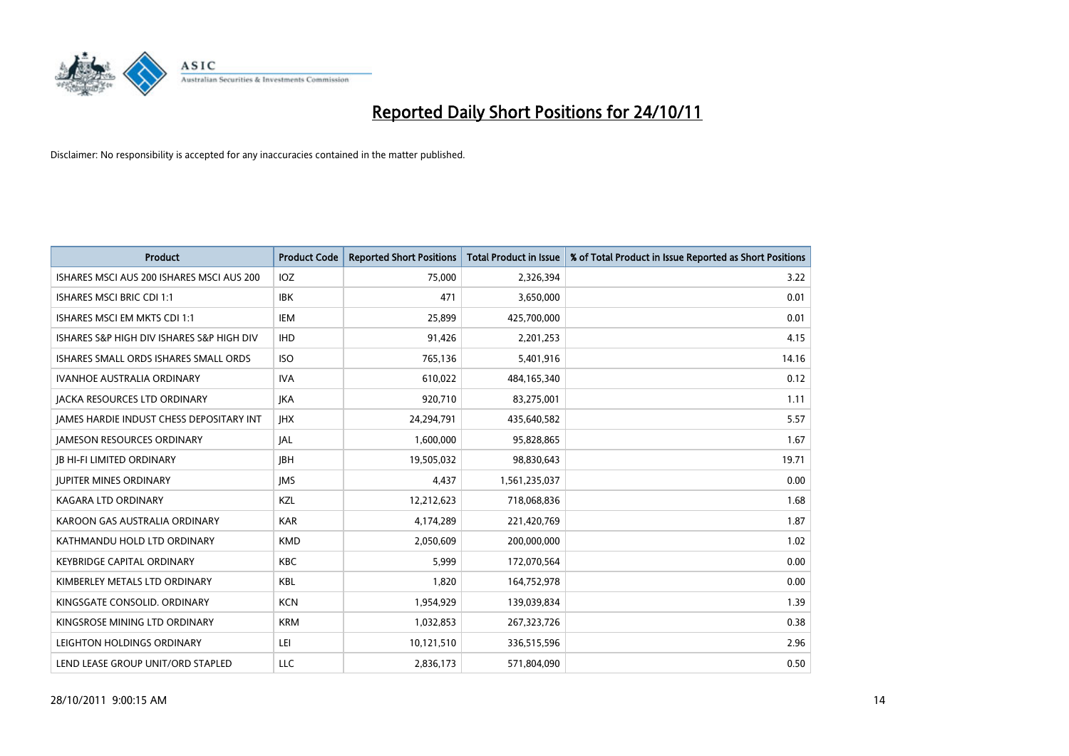# Reported Daily Short Positions for 24/10/11

Disclaimer: No responsibility is accepted for any inaccuracies contained in the matter published.

| Product | Product Code | Reported Short Positions | Total Product in Issue | % of Total Product in Issue Reported as Short Positions |
|---|---|---|---|---|
| ISHARES MSCI AUS 200 ISHARES MSCI AUS 200 | IOZ | 75,000 | 2,326,394 | 3.22 |
| ISHARES MSCI BRIC CDI 1:1 | IBK | 471 | 3,650,000 | 0.01 |
| ISHARES MSCI EM MKTS CDI 1:1 | IEM | 25,899 | 425,700,000 | 0.01 |
| ISHARES S&P HIGH DIV ISHARES S&P HIGH DIV | IHD | 91,426 | 2,201,253 | 4.15 |
| ISHARES SMALL ORDS ISHARES SMALL ORDS | ISO | 765,136 | 5,401,916 | 14.16 |
| IVANHOE AUSTRALIA ORDINARY | IVA | 610,022 | 484,165,340 | 0.12 |
| JACKA RESOURCES LTD ORDINARY | JKA | 920,710 | 83,275,001 | 1.11 |
| JAMES HARDIE INDUST CHESS DEPOSITARY INT | JHX | 24,294,791 | 435,640,582 | 5.57 |
| JAMESON RESOURCES ORDINARY | JAL | 1,600,000 | 95,828,865 | 1.67 |
| JB HI-FI LIMITED ORDINARY | JBH | 19,505,032 | 98,830,643 | 19.71 |
| JUPITER MINES ORDINARY | JMS | 4,437 | 1,561,235,037 | 0.00 |
| KAGARA LTD ORDINARY | KZL | 12,212,623 | 718,068,836 | 1.68 |
| KAROON GAS AUSTRALIA ORDINARY | KAR | 4,174,289 | 221,420,769 | 1.87 |
| KATHMANDU HOLD LTD ORDINARY | KMD | 2,050,609 | 200,000,000 | 1.02 |
| KEYBRIDGE CAPITAL ORDINARY | KBC | 5,999 | 172,070,564 | 0.00 |
| KIMBERLEY METALS LTD ORDINARY | KBL | 1,820 | 164,752,978 | 0.00 |
| KINGSGATE CONSOLID. ORDINARY | KCN | 1,954,929 | 139,039,834 | 1.39 |
| KINGSROSE MINING LTD ORDINARY | KRM | 1,032,853 | 267,323,726 | 0.38 |
| LEIGHTON HOLDINGS ORDINARY | LEI | 10,121,510 | 336,515,596 | 2.96 |
| LEND LEASE GROUP UNIT/ORD STAPLED | LLC | 2,836,173 | 571,804,090 | 0.50 |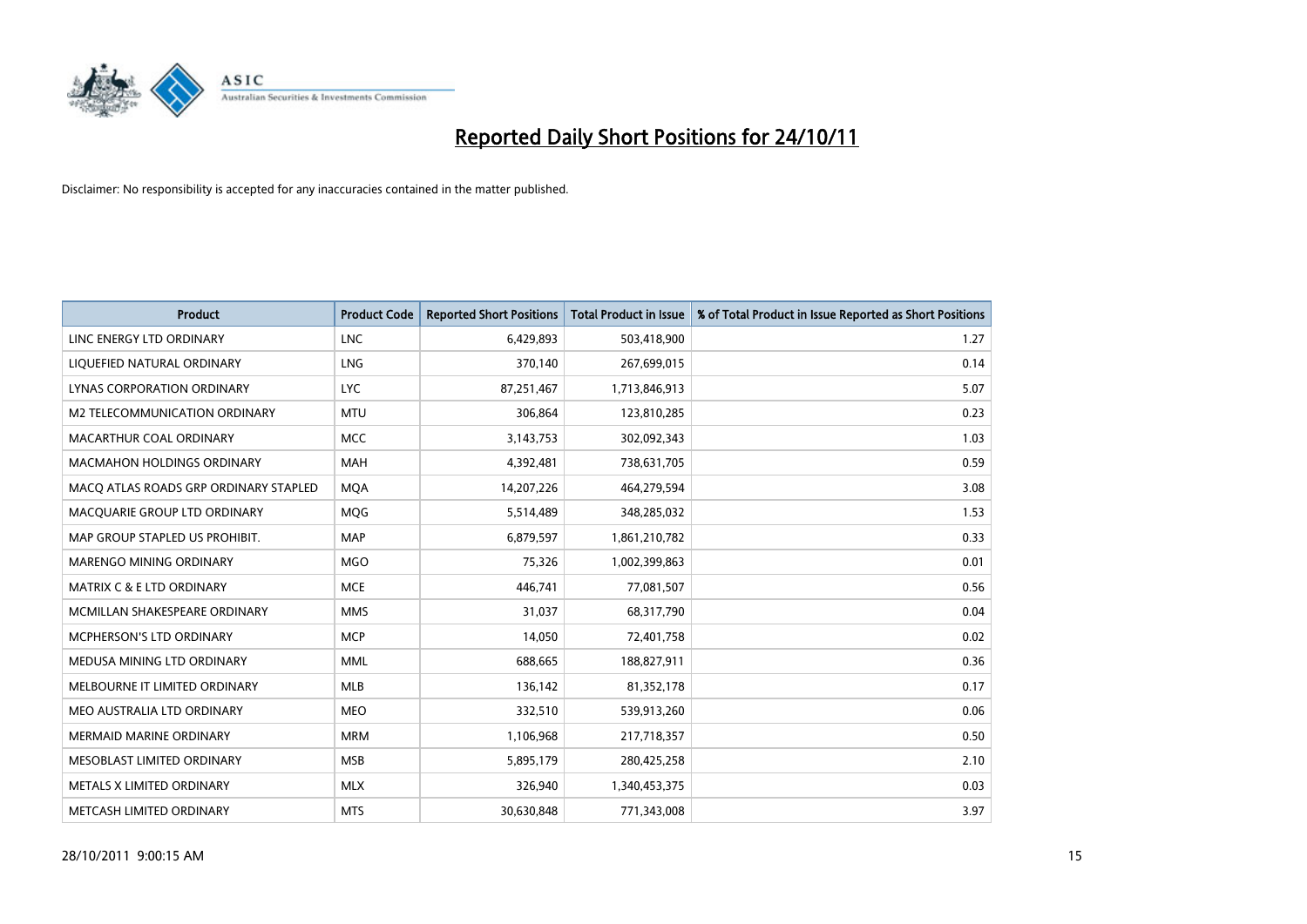# Reported Daily Short Positions for 24/10/11

Disclaimer: No responsibility is accepted for any inaccuracies contained in the matter published.

| Product | Product Code | Reported Short Positions | Total Product in Issue | % of Total Product in Issue Reported as Short Positions |
|---|---|---|---|---|
| LINC ENERGY LTD ORDINARY | LNC | 6,429,893 | 503,418,900 | 1.27 |
| LIQUEFIED NATURAL ORDINARY | LNG | 370,140 | 267,699,015 | 0.14 |
| LYNAS CORPORATION ORDINARY | LYC | 87,251,467 | 1,713,846,913 | 5.07 |
| M2 TELECOMMUNICATION ORDINARY | MTU | 306,864 | 123,810,285 | 0.23 |
| MACARTHUR COAL ORDINARY | MCC | 3,143,753 | 302,092,343 | 1.03 |
| MACMAHON HOLDINGS ORDINARY | MAH | 4,392,481 | 738,631,705 | 0.59 |
| MACQ ATLAS ROADS GRP ORDINARY STAPLED | MQA | 14,207,226 | 464,279,594 | 3.08 |
| MACQUARIE GROUP LTD ORDINARY | MQG | 5,514,489 | 348,285,032 | 1.53 |
| MAP GROUP STAPLED US PROHIBIT. | MAP | 6,879,597 | 1,861,210,782 | 0.33 |
| MARENGO MINING ORDINARY | MGO | 75,326 | 1,002,399,863 | 0.01 |
| MATRIX C & E LTD ORDINARY | MCE | 446,741 | 77,081,507 | 0.56 |
| MCMILLAN SHAKESPEARE ORDINARY | MMS | 31,037 | 68,317,790 | 0.04 |
| MCPHERSON'S LTD ORDINARY | MCP | 14,050 | 72,401,758 | 0.02 |
| MEDUSA MINING LTD ORDINARY | MML | 688,665 | 188,827,911 | 0.36 |
| MELBOURNE IT LIMITED ORDINARY | MLB | 136,142 | 81,352,178 | 0.17 |
| MEO AUSTRALIA LTD ORDINARY | MEO | 332,510 | 539,913,260 | 0.06 |
| MERMAID MARINE ORDINARY | MRM | 1,106,968 | 217,718,357 | 0.50 |
| MESOBLAST LIMITED ORDINARY | MSB | 5,895,179 | 280,425,258 | 2.10 |
| METALS X LIMITED ORDINARY | MLX | 326,940 | 1,340,453,375 | 0.03 |
| METCASH LIMITED ORDINARY | MTS | 30,630,848 | 771,343,008 | 3.97 |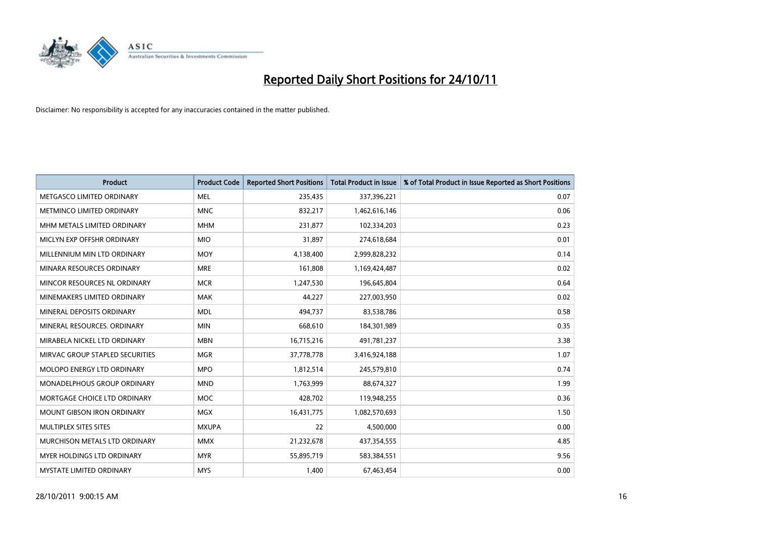# Reported Daily Short Positions for 24/10/11

Disclaimer: No responsibility is accepted for any inaccuracies contained in the matter published.

| Product | Product Code | Reported Short Positions | Total Product in Issue | % of Total Product in Issue Reported as Short Positions |
|---|---|---|---|---|
| METGASCO LIMITED ORDINARY | MEL | 235,435 | 337,396,221 | 0.07 |
| METMINCO LIMITED ORDINARY | MNC | 832,217 | 1,462,616,146 | 0.06 |
| MHM METALS LIMITED ORDINARY | MHM | 231,877 | 102,334,203 | 0.23 |
| MICLYN EXP OFFSHR ORDINARY | MIO | 31,897 | 274,618,684 | 0.01 |
| MILLENNIUM MIN LTD ORDINARY | MOY | 4,138,400 | 2,999,828,232 | 0.14 |
| MINARA RESOURCES ORDINARY | MRE | 161,808 | 1,169,424,487 | 0.02 |
| MINCOR RESOURCES NL ORDINARY | MCR | 1,247,530 | 196,645,804 | 0.64 |
| MINEMAKERS LIMITED ORDINARY | MAK | 44,227 | 227,003,950 | 0.02 |
| MINERAL DEPOSITS ORDINARY | MDL | 494,737 | 83,538,786 | 0.58 |
| MINERAL RESOURCES. ORDINARY | MIN | 668,610 | 184,301,989 | 0.35 |
| MIRABELA NICKEL LTD ORDINARY | MBN | 16,715,216 | 491,781,237 | 3.38 |
| MIRVAC GROUP STAPLED SECURITIES | MGR | 37,778,778 | 3,416,924,188 | 1.07 |
| MOLOPO ENERGY LTD ORDINARY | MPO | 1,812,514 | 245,579,810 | 0.74 |
| MONADELPHOUS GROUP ORDINARY | MND | 1,763,999 | 88,674,327 | 1.99 |
| MORTGAGE CHOICE LTD ORDINARY | MOC | 428,702 | 119,948,255 | 0.36 |
| MOUNT GIBSON IRON ORDINARY | MGX | 16,431,775 | 1,082,570,693 | 1.50 |
| MULTIPLEX SITES SITES | MXUPA | 22 | 4,500,000 | 0.00 |
| MURCHISON METALS LTD ORDINARY | MMX | 21,232,678 | 437,354,555 | 4.85 |
| MYER HOLDINGS LTD ORDINARY | MYR | 55,895,719 | 583,384,551 | 9.56 |
| MYSTATE LIMITED ORDINARY | MYS | 1,400 | 67,463,454 | 0.00 |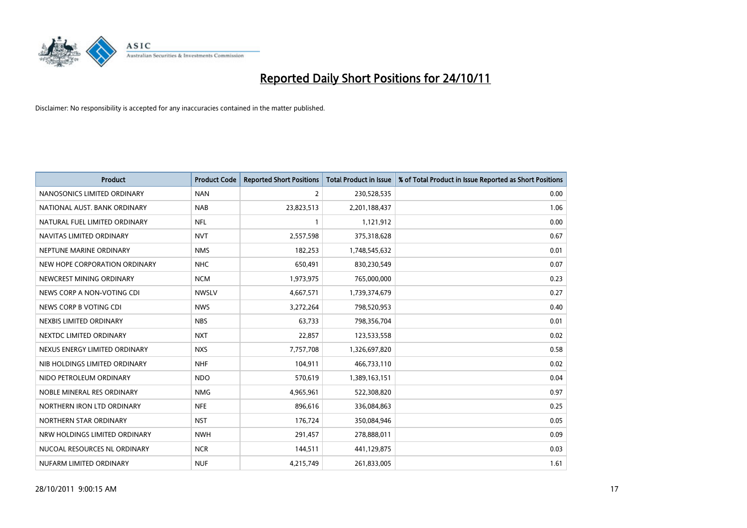# Reported Daily Short Positions for 24/10/11

Disclaimer: No responsibility is accepted for any inaccuracies contained in the matter published.

| Product | Product Code | Reported Short Positions | Total Product in Issue | % of Total Product in Issue Reported as Short Positions |
|---|---|---|---|---|
| NANOSONICS LIMITED ORDINARY | NAN | 2 | 230,528,535 | 0.00 |
| NATIONAL AUST. BANK ORDINARY | NAB | 23,823,513 | 2,201,188,437 | 1.06 |
| NATURAL FUEL LIMITED ORDINARY | NFL | 1 | 1,121,912 | 0.00 |
| NAVITAS LIMITED ORDINARY | NVT | 2,557,598 | 375,318,628 | 0.67 |
| NEPTUNE MARINE ORDINARY | NMS | 182,253 | 1,748,545,632 | 0.01 |
| NEW HOPE CORPORATION ORDINARY | NHC | 650,491 | 830,230,549 | 0.07 |
| NEWCREST MINING ORDINARY | NCM | 1,973,975 | 765,000,000 | 0.23 |
| NEWS CORP A NON-VOTING CDI | NWSLV | 4,667,571 | 1,739,374,679 | 0.27 |
| NEWS CORP B VOTING CDI | NWS | 3,272,264 | 798,520,953 | 0.40 |
| NEXBIS LIMITED ORDINARY | NBS | 63,733 | 798,356,704 | 0.01 |
| NEXTDC LIMITED ORDINARY | NXT | 22,857 | 123,533,558 | 0.02 |
| NEXUS ENERGY LIMITED ORDINARY | NXS | 7,757,708 | 1,326,697,820 | 0.58 |
| NIB HOLDINGS LIMITED ORDINARY | NHF | 104,911 | 466,733,110 | 0.02 |
| NIDO PETROLEUM ORDINARY | NDO | 570,619 | 1,389,163,151 | 0.04 |
| NOBLE MINERAL RES ORDINARY | NMG | 4,965,961 | 522,308,820 | 0.97 |
| NORTHERN IRON LTD ORDINARY | NFE | 896,616 | 336,084,863 | 0.25 |
| NORTHERN STAR ORDINARY | NST | 176,724 | 350,084,946 | 0.05 |
| NRW HOLDINGS LIMITED ORDINARY | NWH | 291,457 | 278,888,011 | 0.09 |
| NUCOAL RESOURCES NL ORDINARY | NCR | 144,511 | 441,129,875 | 0.03 |
| NUFARM LIMITED ORDINARY | NUF | 4,215,749 | 261,833,005 | 1.61 |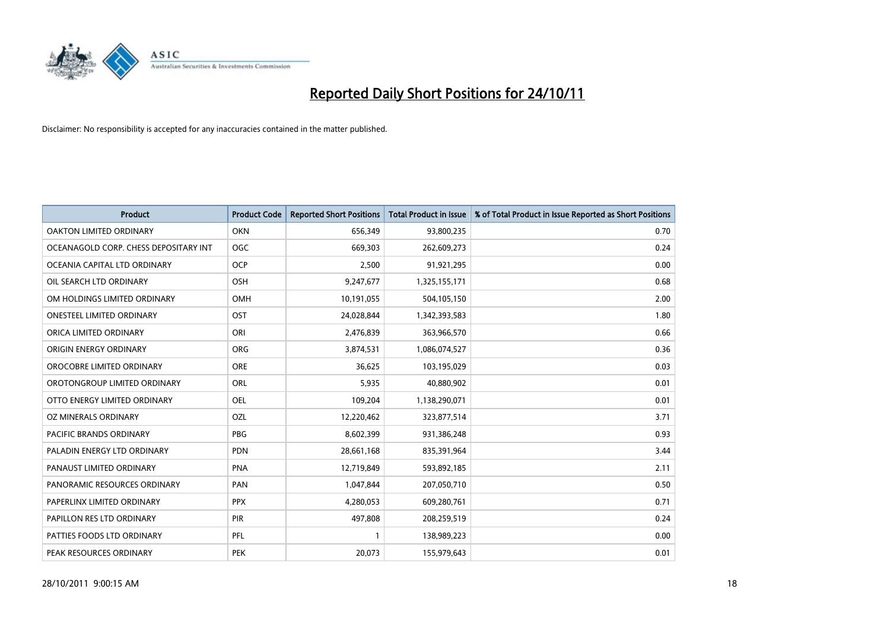# Reported Daily Short Positions for 24/10/11

Disclaimer: No responsibility is accepted for any inaccuracies contained in the matter published.

| Product | Product Code | Reported Short Positions | Total Product in Issue | % of Total Product in Issue Reported as Short Positions |
|---|---|---|---|---|
| OAKTON LIMITED ORDINARY | OKN | 656,349 | 93,800,235 | 0.70 |
| OCEANAGOLD CORP. CHESS DEPOSITARY INT | OGC | 669,303 | 262,609,273 | 0.24 |
| OCEANIA CAPITAL LTD ORDINARY | OCP | 2,500 | 91,921,295 | 0.00 |
| OIL SEARCH LTD ORDINARY | OSH | 9,247,677 | 1,325,155,171 | 0.68 |
| OM HOLDINGS LIMITED ORDINARY | OMH | 10,191,055 | 504,105,150 | 2.00 |
| ONESTEEL LIMITED ORDINARY | OST | 24,028,844 | 1,342,393,583 | 1.80 |
| ORICA LIMITED ORDINARY | ORI | 2,476,839 | 363,966,570 | 0.66 |
| ORIGIN ENERGY ORDINARY | ORG | 3,874,531 | 1,086,074,527 | 0.36 |
| OROCOBRE LIMITED ORDINARY | ORE | 36,625 | 103,195,029 | 0.03 |
| OROTONGROUP LIMITED ORDINARY | ORL | 5,935 | 40,880,902 | 0.01 |
| OTTO ENERGY LIMITED ORDINARY | OEL | 109,204 | 1,138,290,071 | 0.01 |
| OZ MINERALS ORDINARY | OZL | 12,220,462 | 323,877,514 | 3.71 |
| PACIFIC BRANDS ORDINARY | PBG | 8,602,399 | 931,386,248 | 0.93 |
| PALADIN ENERGY LTD ORDINARY | PDN | 28,661,168 | 835,391,964 | 3.44 |
| PANAUST LIMITED ORDINARY | PNA | 12,719,849 | 593,892,185 | 2.11 |
| PANORAMIC RESOURCES ORDINARY | PAN | 1,047,844 | 207,050,710 | 0.50 |
| PAPERLINX LIMITED ORDINARY | PPX | 4,280,053 | 609,280,761 | 0.71 |
| PAPILLON RES LTD ORDINARY | PIR | 497,808 | 208,259,519 | 0.24 |
| PATTIES FOODS LTD ORDINARY | PFL | 1 | 138,989,223 | 0.00 |
| PEAK RESOURCES ORDINARY | PEK | 20,073 | 155,979,643 | 0.01 |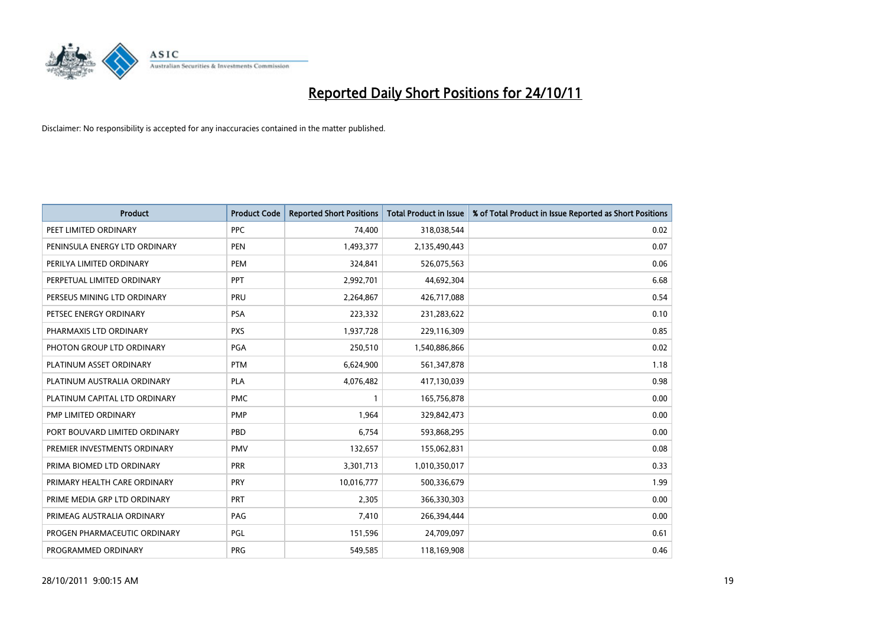# Reported Daily Short Positions for 24/10/11

Disclaimer: No responsibility is accepted for any inaccuracies contained in the matter published.

| Product | Product Code | Reported Short Positions | Total Product in Issue | % of Total Product in Issue Reported as Short Positions |
|---|---|---|---|---|
| PEET LIMITED ORDINARY | PPC | 74,400 | 318,038,544 | 0.02 |
| PENINSULA ENERGY LTD ORDINARY | PEN | 1,493,377 | 2,135,490,443 | 0.07 |
| PERILYA LIMITED ORDINARY | PEM | 324,841 | 526,075,563 | 0.06 |
| PERPETUAL LIMITED ORDINARY | PPT | 2,992,701 | 44,692,304 | 6.68 |
| PERSEUS MINING LTD ORDINARY | PRU | 2,264,867 | 426,717,088 | 0.54 |
| PETSEC ENERGY ORDINARY | PSA | 223,332 | 231,283,622 | 0.10 |
| PHARMAXIS LTD ORDINARY | PXS | 1,937,728 | 229,116,309 | 0.85 |
| PHOTON GROUP LTD ORDINARY | PGA | 250,510 | 1,540,886,866 | 0.02 |
| PLATINUM ASSET ORDINARY | PTM | 6,624,900 | 561,347,878 | 1.18 |
| PLATINUM AUSTRALIA ORDINARY | PLA | 4,076,482 | 417,130,039 | 0.98 |
| PLATINUM CAPITAL LTD ORDINARY | PMC | 1 | 165,756,878 | 0.00 |
| PMP LIMITED ORDINARY | PMP | 1,964 | 329,842,473 | 0.00 |
| PORT BOUVARD LIMITED ORDINARY | PBD | 6,754 | 593,868,295 | 0.00 |
| PREMIER INVESTMENTS ORDINARY | PMV | 132,657 | 155,062,831 | 0.08 |
| PRIMA BIOMED LTD ORDINARY | PRR | 3,301,713 | 1,010,350,017 | 0.33 |
| PRIMARY HEALTH CARE ORDINARY | PRY | 10,016,777 | 500,336,679 | 1.99 |
| PRIME MEDIA GRP LTD ORDINARY | PRT | 2,305 | 366,330,303 | 0.00 |
| PRIMEAG AUSTRALIA ORDINARY | PAG | 7,410 | 266,394,444 | 0.00 |
| PROGEN PHARMACEUTIC ORDINARY | PGL | 151,596 | 24,709,097 | 0.61 |
| PROGRAMMED ORDINARY | PRG | 549,585 | 118,169,908 | 0.46 |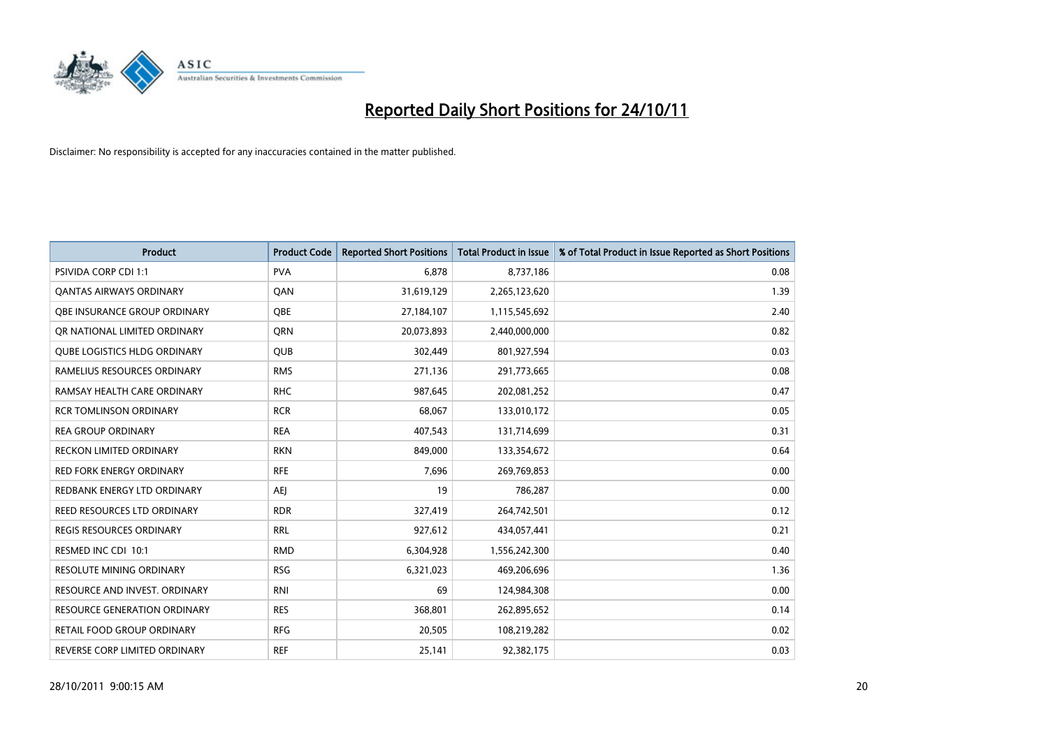# Reported Daily Short Positions for 24/10/11

Disclaimer: No responsibility is accepted for any inaccuracies contained in the matter published.

| Product | Product Code | Reported Short Positions | Total Product in Issue | % of Total Product in Issue Reported as Short Positions |
|---|---|---|---|---|
| PSIVIDA CORP CDI 1:1 | PVA | 6,878 | 8,737,186 | 0.08 |
| QANTAS AIRWAYS ORDINARY | QAN | 31,619,129 | 2,265,123,620 | 1.39 |
| QBE INSURANCE GROUP ORDINARY | QBE | 27,184,107 | 1,115,545,692 | 2.40 |
| QR NATIONAL LIMITED ORDINARY | QRN | 20,073,893 | 2,440,000,000 | 0.82 |
| QUBE LOGISTICS HLDG ORDINARY | QUB | 302,449 | 801,927,594 | 0.03 |
| RAMELIUS RESOURCES ORDINARY | RMS | 271,136 | 291,773,665 | 0.08 |
| RAMSAY HEALTH CARE ORDINARY | RHC | 987,645 | 202,081,252 | 0.47 |
| RCR TOMLINSON ORDINARY | RCR | 68,067 | 133,010,172 | 0.05 |
| REA GROUP ORDINARY | REA | 407,543 | 131,714,699 | 0.31 |
| RECKON LIMITED ORDINARY | RKN | 849,000 | 133,354,672 | 0.64 |
| RED FORK ENERGY ORDINARY | RFE | 7,696 | 269,769,853 | 0.00 |
| REDBANK ENERGY LTD ORDINARY | AEJ | 19 | 786,287 | 0.00 |
| REED RESOURCES LTD ORDINARY | RDR | 327,419 | 264,742,501 | 0.12 |
| REGIS RESOURCES ORDINARY | RRL | 927,612 | 434,057,441 | 0.21 |
| RESMED INC CDI 10:1 | RMD | 6,304,928 | 1,556,242,300 | 0.40 |
| RESOLUTE MINING ORDINARY | RSG | 6,321,023 | 469,206,696 | 1.36 |
| RESOURCE AND INVEST. ORDINARY | RNI | 69 | 124,984,308 | 0.00 |
| RESOURCE GENERATION ORDINARY | RES | 368,801 | 262,895,652 | 0.14 |
| RETAIL FOOD GROUP ORDINARY | RFG | 20,505 | 108,219,282 | 0.02 |
| REVERSE CORP LIMITED ORDINARY | REF | 25,141 | 92,382,175 | 0.03 |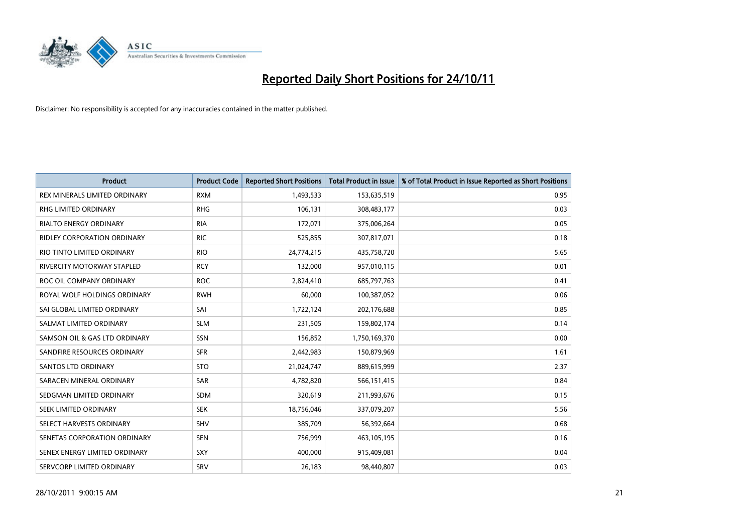# Reported Daily Short Positions for 24/10/11

Disclaimer: No responsibility is accepted for any inaccuracies contained in the matter published.

| Product | Product Code | Reported Short Positions | Total Product in Issue | % of Total Product in Issue Reported as Short Positions |
|---|---|---|---|---|
| REX MINERALS LIMITED ORDINARY | RXM | 1,493,533 | 153,635,519 | 0.95 |
| RHG LIMITED ORDINARY | RHG | 106,131 | 308,483,177 | 0.03 |
| RIALTO ENERGY ORDINARY | RIA | 172,071 | 375,006,264 | 0.05 |
| RIDLEY CORPORATION ORDINARY | RIC | 525,855 | 307,817,071 | 0.18 |
| RIO TINTO LIMITED ORDINARY | RIO | 24,774,215 | 435,758,720 | 5.65 |
| RIVERCITY MOTORWAY STAPLED | RCY | 132,000 | 957,010,115 | 0.01 |
| ROC OIL COMPANY ORDINARY | ROC | 2,824,410 | 685,797,763 | 0.41 |
| ROYAL WOLF HOLDINGS ORDINARY | RWH | 60,000 | 100,387,052 | 0.06 |
| SAI GLOBAL LIMITED ORDINARY | SAI | 1,722,124 | 202,176,688 | 0.85 |
| SALMAT LIMITED ORDINARY | SLM | 231,505 | 159,802,174 | 0.14 |
| SAMSON OIL & GAS LTD ORDINARY | SSN | 156,852 | 1,750,169,370 | 0.00 |
| SANDFIRE RESOURCES ORDINARY | SFR | 2,442,983 | 150,879,969 | 1.61 |
| SANTOS LTD ORDINARY | STO | 21,024,747 | 889,615,999 | 2.37 |
| SARACEN MINERAL ORDINARY | SAR | 4,782,820 | 566,151,415 | 0.84 |
| SEDGMAN LIMITED ORDINARY | SDM | 320,619 | 211,993,676 | 0.15 |
| SEEK LIMITED ORDINARY | SEK | 18,756,046 | 337,079,207 | 5.56 |
| SELECT HARVESTS ORDINARY | SHV | 385,709 | 56,392,664 | 0.68 |
| SENETAS CORPORATION ORDINARY | SEN | 756,999 | 463,105,195 | 0.16 |
| SENEX ENERGY LIMITED ORDINARY | SXY | 400,000 | 915,409,081 | 0.04 |
| SERVCORP LIMITED ORDINARY | SRV | 26,183 | 98,440,807 | 0.03 |

28/10/2011 9:00:15 AM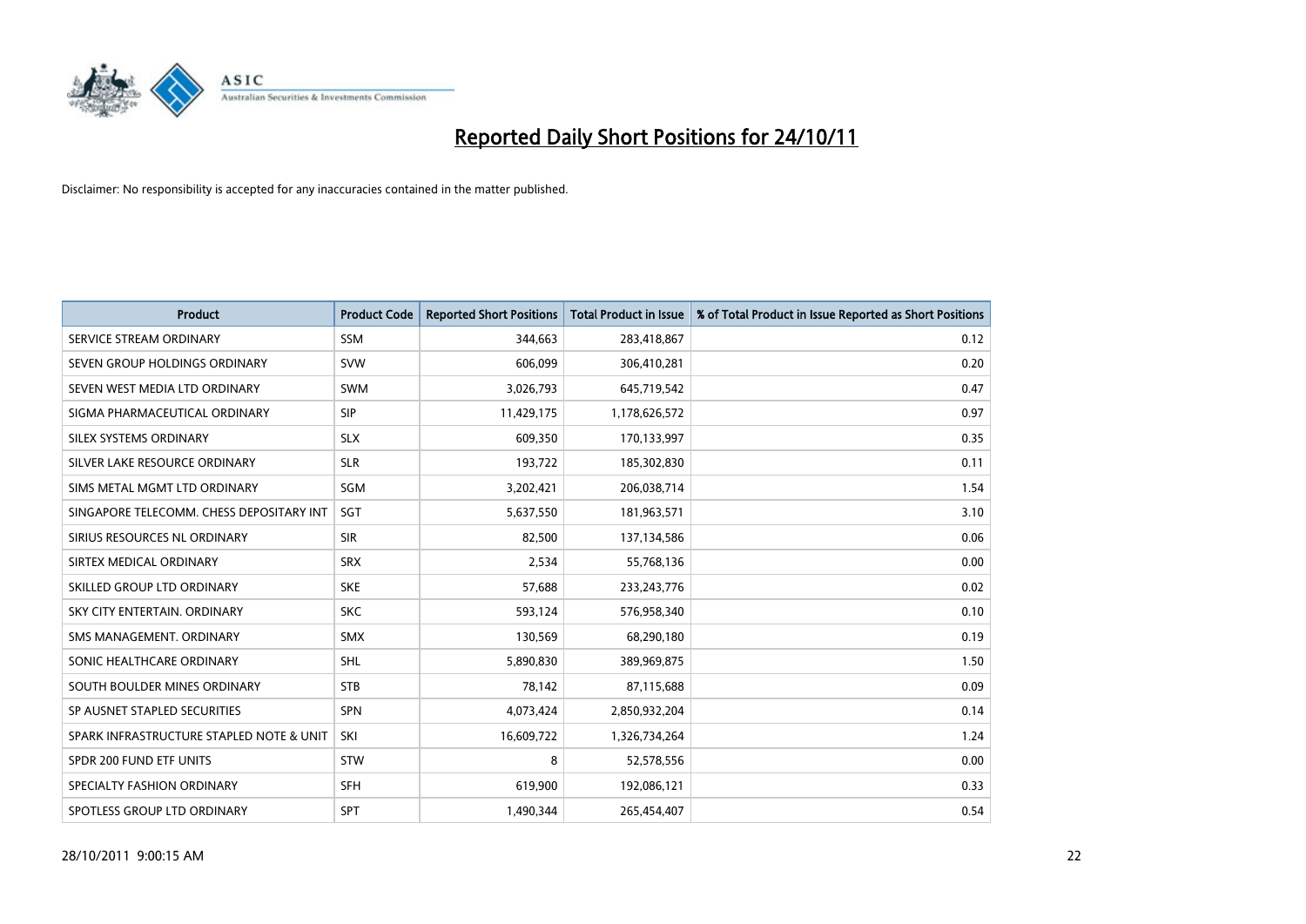# Reported Daily Short Positions for 24/10/11

Disclaimer: No responsibility is accepted for any inaccuracies contained in the matter published.

| Product | Product Code | Reported Short Positions | Total Product in Issue | % of Total Product in Issue Reported as Short Positions |
|---|---|---|---|---|
| SERVICE STREAM ORDINARY | SSM | 344,663 | 283,418,867 | 0.12 |
| SEVEN GROUP HOLDINGS ORDINARY | SVW | 606,099 | 306,410,281 | 0.20 |
| SEVEN WEST MEDIA LTD ORDINARY | SWM | 3,026,793 | 645,719,542 | 0.47 |
| SIGMA PHARMACEUTICAL ORDINARY | SIP | 11,429,175 | 1,178,626,572 | 0.97 |
| SILEX SYSTEMS ORDINARY | SLX | 609,350 | 170,133,997 | 0.35 |
| SILVER LAKE RESOURCE ORDINARY | SLR | 193,722 | 185,302,830 | 0.11 |
| SIMS METAL MGMT LTD ORDINARY | SGM | 3,202,421 | 206,038,714 | 1.54 |
| SINGAPORE TELECOMM. CHESS DEPOSITARY INT | SGT | 5,637,550 | 181,963,571 | 3.10 |
| SIRIUS RESOURCES NL ORDINARY | SIR | 82,500 | 137,134,586 | 0.06 |
| SIRTEX MEDICAL ORDINARY | SRX | 2,534 | 55,768,136 | 0.00 |
| SKILLED GROUP LTD ORDINARY | SKE | 57,688 | 233,243,776 | 0.02 |
| SKY CITY ENTERTAIN. ORDINARY | SKC | 593,124 | 576,958,340 | 0.10 |
| SMS MANAGEMENT. ORDINARY | SMX | 130,569 | 68,290,180 | 0.19 |
| SONIC HEALTHCARE ORDINARY | SHL | 5,890,830 | 389,969,875 | 1.50 |
| SOUTH BOULDER MINES ORDINARY | STB | 78,142 | 87,115,688 | 0.09 |
| SP AUSNET STAPLED SECURITIES | SPN | 4,073,424 | 2,850,932,204 | 0.14 |
| SPARK INFRASTRUCTURE STAPLED NOTE & UNIT | SKI | 16,609,722 | 1,326,734,264 | 1.24 |
| SPDR 200 FUND ETF UNITS | STW | 8 | 52,578,556 | 0.00 |
| SPECIALTY FASHION ORDINARY | SFH | 619,900 | 192,086,121 | 0.33 |
| SPOTLESS GROUP LTD ORDINARY | SPT | 1,490,344 | 265,454,407 | 0.54 |

28/10/2011 9:00:15 AM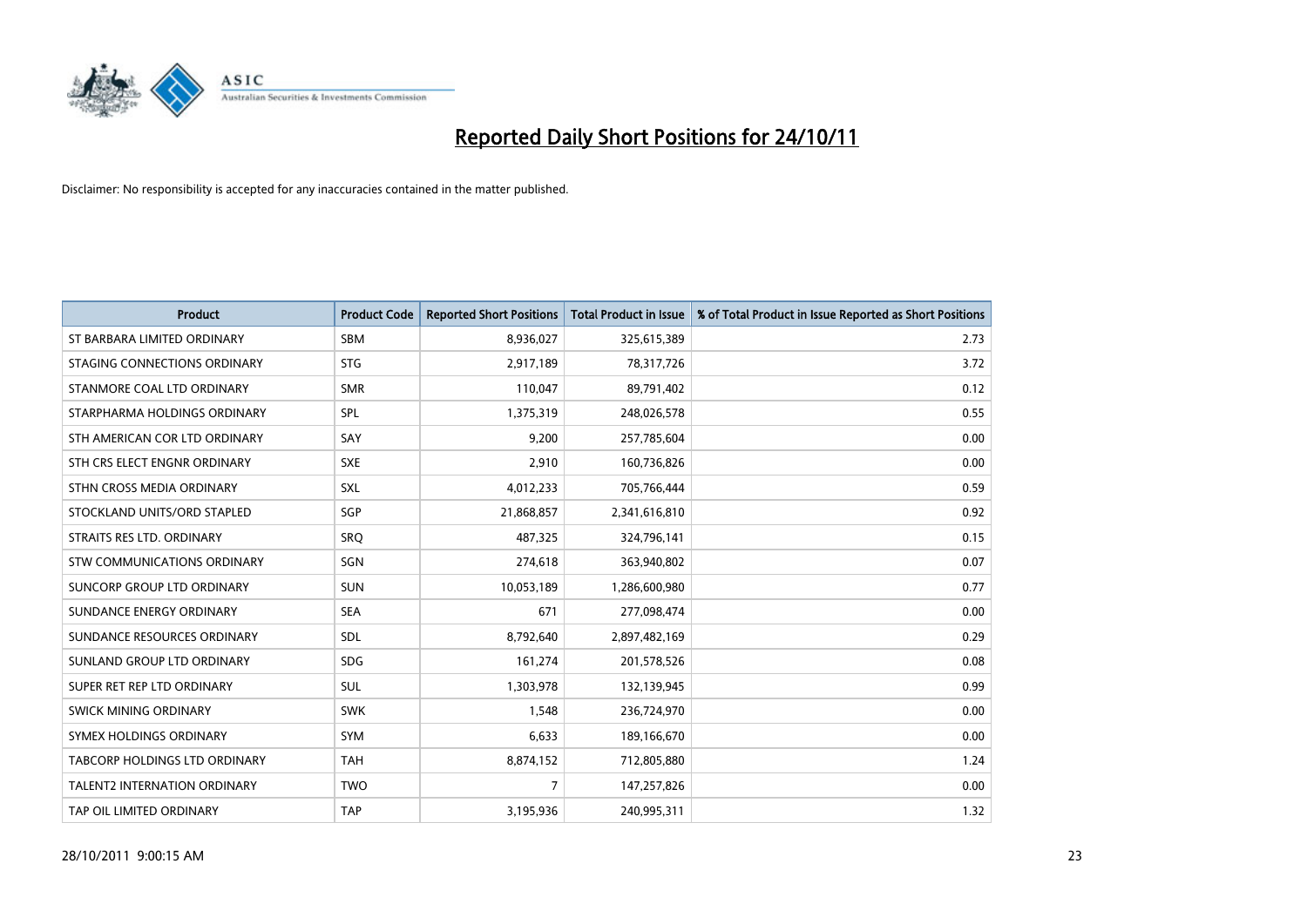# Reported Daily Short Positions for 24/10/11

Disclaimer: No responsibility is accepted for any inaccuracies contained in the matter published.

| Product | Product Code | Reported Short Positions | Total Product in Issue | % of Total Product in Issue Reported as Short Positions |
|---|---|---|---|---|
| ST BARBARA LIMITED ORDINARY | SBM | 8,936,027 | 325,615,389 | 2.73 |
| STAGING CONNECTIONS ORDINARY | STG | 2,917,189 | 78,317,726 | 3.72 |
| STANMORE COAL LTD ORDINARY | SMR | 110,047 | 89,791,402 | 0.12 |
| STARPHARMA HOLDINGS ORDINARY | SPL | 1,375,319 | 248,026,578 | 0.55 |
| STH AMERICAN COR LTD ORDINARY | SAY | 9,200 | 257,785,604 | 0.00 |
| STH CRS ELECT ENGNR ORDINARY | SXE | 2,910 | 160,736,826 | 0.00 |
| STHN CROSS MEDIA ORDINARY | SXL | 4,012,233 | 705,766,444 | 0.59 |
| STOCKLAND UNITS/ORD STAPLED | SGP | 21,868,857 | 2,341,616,810 | 0.92 |
| STRAITS RES LTD. ORDINARY | SRQ | 487,325 | 324,796,141 | 0.15 |
| STW COMMUNICATIONS ORDINARY | SGN | 274,618 | 363,940,802 | 0.07 |
| SUNCORP GROUP LTD ORDINARY | SUN | 10,053,189 | 1,286,600,980 | 0.77 |
| SUNDANCE ENERGY ORDINARY | SEA | 671 | 277,098,474 | 0.00 |
| SUNDANCE RESOURCES ORDINARY | SDL | 8,792,640 | 2,897,482,169 | 0.29 |
| SUNLAND GROUP LTD ORDINARY | SDG | 161,274 | 201,578,526 | 0.08 |
| SUPER RET REP LTD ORDINARY | SUL | 1,303,978 | 132,139,945 | 0.99 |
| SWICK MINING ORDINARY | SWK | 1,548 | 236,724,970 | 0.00 |
| SYMEX HOLDINGS ORDINARY | SYM | 6,633 | 189,166,670 | 0.00 |
| TABCORP HOLDINGS LTD ORDINARY | TAH | 8,874,152 | 712,805,880 | 1.24 |
| TALENT2 INTERNATION ORDINARY | TWO | 7 | 147,257,826 | 0.00 |
| TAP OIL LIMITED ORDINARY | TAP | 3,195,936 | 240,995,311 | 1.32 |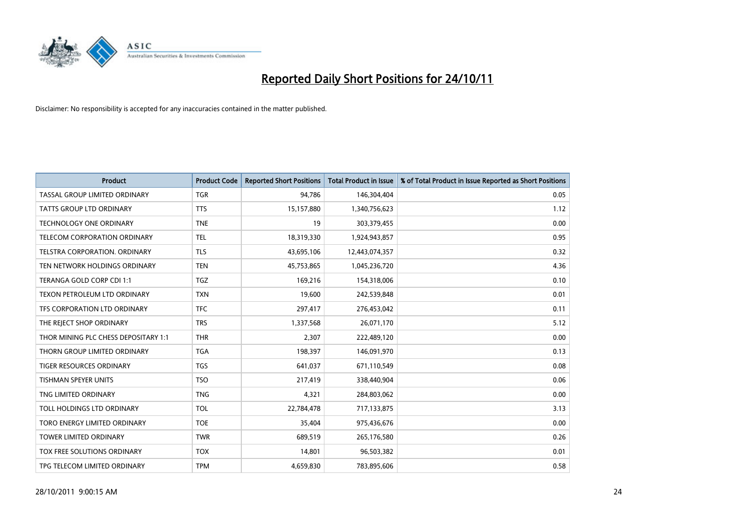# Reported Daily Short Positions for 24/10/11

Disclaimer: No responsibility is accepted for any inaccuracies contained in the matter published.

| Product | Product Code | Reported Short Positions | Total Product in Issue | % of Total Product in Issue Reported as Short Positions |
|---|---|---|---|---|
| TASSAL GROUP LIMITED ORDINARY | TGR | 94,786 | 146,304,404 | 0.05 |
| TATTS GROUP LTD ORDINARY | TTS | 15,157,880 | 1,340,756,623 | 1.12 |
| TECHNOLOGY ONE ORDINARY | TNE | 19 | 303,379,455 | 0.00 |
| TELECOM CORPORATION ORDINARY | TEL | 18,319,330 | 1,924,943,857 | 0.95 |
| TELSTRA CORPORATION. ORDINARY | TLS | 43,695,106 | 12,443,074,357 | 0.32 |
| TEN NETWORK HOLDINGS ORDINARY | TEN | 45,753,865 | 1,045,236,720 | 4.36 |
| TERANGA GOLD CORP CDI 1:1 | TGZ | 169,216 | 154,318,006 | 0.10 |
| TEXON PETROLEUM LTD ORDINARY | TXN | 19,600 | 242,539,848 | 0.01 |
| TFS CORPORATION LTD ORDINARY | TFC | 297,417 | 276,453,042 | 0.11 |
| THE REJECT SHOP ORDINARY | TRS | 1,337,568 | 26,071,170 | 5.12 |
| THOR MINING PLC CHESS DEPOSITARY 1:1 | THR | 2,307 | 222,489,120 | 0.00 |
| THORN GROUP LIMITED ORDINARY | TGA | 198,397 | 146,091,970 | 0.13 |
| TIGER RESOURCES ORDINARY | TGS | 641,037 | 671,110,549 | 0.08 |
| TISHMAN SPEYER UNITS | TSO | 217,419 | 338,440,904 | 0.06 |
| TNG LIMITED ORDINARY | TNG | 4,321 | 284,803,062 | 0.00 |
| TOLL HOLDINGS LTD ORDINARY | TOL | 22,784,478 | 717,133,875 | 3.13 |
| TORO ENERGY LIMITED ORDINARY | TOE | 35,404 | 975,436,676 | 0.00 |
| TOWER LIMITED ORDINARY | TWR | 689,519 | 265,176,580 | 0.26 |
| TOX FREE SOLUTIONS ORDINARY | TOX | 14,801 | 96,503,382 | 0.01 |
| TPG TELECOM LIMITED ORDINARY | TPM | 4,659,830 | 783,895,606 | 0.58 |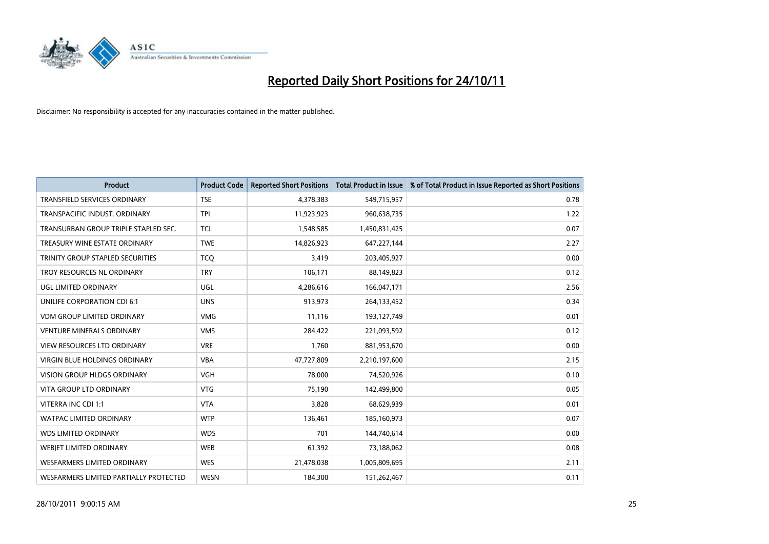# Reported Daily Short Positions for 24/10/11

Disclaimer: No responsibility is accepted for any inaccuracies contained in the matter published.

| Product | Product Code | Reported Short Positions | Total Product in Issue | % of Total Product in Issue Reported as Short Positions |
|---|---|---|---|---|
| TRANSFIELD SERVICES ORDINARY | TSE | 4,378,383 | 549,715,957 | 0.78 |
| TRANSPACIFIC INDUST. ORDINARY | TPI | 11,923,923 | 960,638,735 | 1.22 |
| TRANSURBAN GROUP TRIPLE STAPLED SEC. | TCL | 1,548,585 | 1,450,831,425 | 0.07 |
| TREASURY WINE ESTATE ORDINARY | TWE | 14,826,923 | 647,227,144 | 2.27 |
| TRINITY GROUP STAPLED SECURITIES | TCQ | 3,419 | 203,405,927 | 0.00 |
| TROY RESOURCES NL ORDINARY | TRY | 106,171 | 88,149,823 | 0.12 |
| UGL LIMITED ORDINARY | UGL | 4,286,616 | 166,047,171 | 2.56 |
| UNILIFE CORPORATION CDI 6:1 | UNS | 913,973 | 264,133,452 | 0.34 |
| VDM GROUP LIMITED ORDINARY | VMG | 11,116 | 193,127,749 | 0.01 |
| VENTURE MINERALS ORDINARY | VMS | 284,422 | 221,093,592 | 0.12 |
| VIEW RESOURCES LTD ORDINARY | VRE | 1,760 | 881,953,670 | 0.00 |
| VIRGIN BLUE HOLDINGS ORDINARY | VBA | 47,727,809 | 2,210,197,600 | 2.15 |
| VISION GROUP HLDGS ORDINARY | VGH | 78,000 | 74,520,926 | 0.10 |
| VITA GROUP LTD ORDINARY | VTG | 75,190 | 142,499,800 | 0.05 |
| VITERRA INC CDI 1:1 | VTA | 3,828 | 68,629,939 | 0.01 |
| WATPAC LIMITED ORDINARY | WTP | 136,461 | 185,160,973 | 0.07 |
| WDS LIMITED ORDINARY | WDS | 701 | 144,740,614 | 0.00 |
| WEBJET LIMITED ORDINARY | WEB | 61,392 | 73,188,062 | 0.08 |
| WESFARMERS LIMITED ORDINARY | WES | 21,478,038 | 1,005,809,695 | 2.11 |
| WESFARMERS LIMITED PARTIALLY PROTECTED | WESN | 184,300 | 151,262,467 | 0.11 |

28/10/2011 9:00:15 AM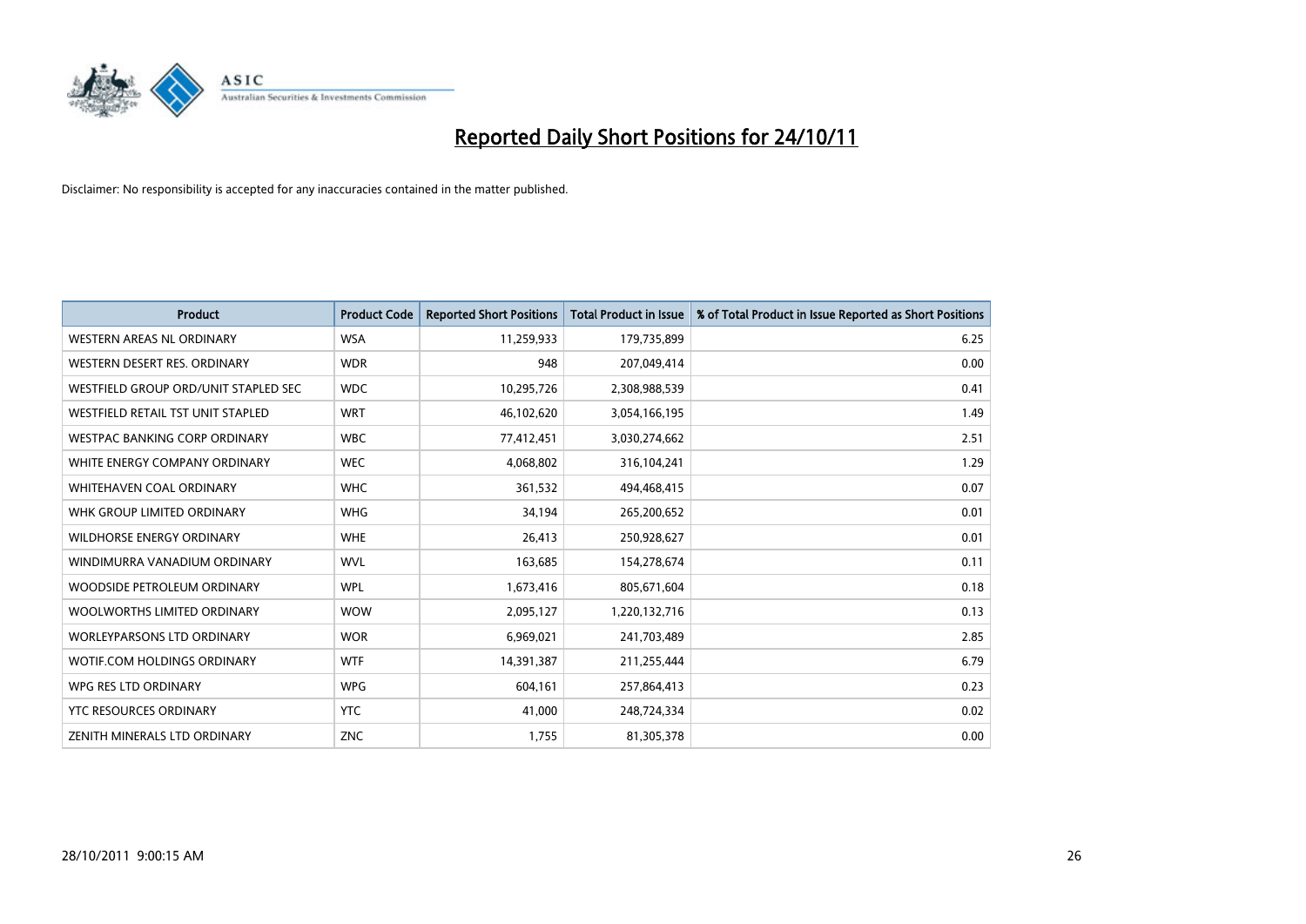# Reported Daily Short Positions for 24/10/11

Disclaimer: No responsibility is accepted for any inaccuracies contained in the matter published.

| Product | Product Code | Reported Short Positions | Total Product in Issue | % of Total Product in Issue Reported as Short Positions |
|---|---|---|---|---|
| WESTERN AREAS NL ORDINARY | WSA | 11,259,933 | 179,735,899 | 6.25 |
| WESTERN DESERT RES. ORDINARY | WDR | 948 | 207,049,414 | 0.00 |
| WESTFIELD GROUP ORD/UNIT STAPLED SEC | WDC | 10,295,726 | 2,308,988,539 | 0.41 |
| WESTFIELD RETAIL TST UNIT STAPLED | WRT | 46,102,620 | 3,054,166,195 | 1.49 |
| WESTPAC BANKING CORP ORDINARY | WBC | 77,412,451 | 3,030,274,662 | 2.51 |
| WHITE ENERGY COMPANY ORDINARY | WEC | 4,068,802 | 316,104,241 | 1.29 |
| WHITEHAVEN COAL ORDINARY | WHC | 361,532 | 494,468,415 | 0.07 |
| WHK GROUP LIMITED ORDINARY | WHG | 34,194 | 265,200,652 | 0.01 |
| WILDHORSE ENERGY ORDINARY | WHE | 26,413 | 250,928,627 | 0.01 |
| WINDIMURRA VANADIUM ORDINARY | WVL | 163,685 | 154,278,674 | 0.11 |
| WOODSIDE PETROLEUM ORDINARY | WPL | 1,673,416 | 805,671,604 | 0.18 |
| WOOLWORTHS LIMITED ORDINARY | WOW | 2,095,127 | 1,220,132,716 | 0.13 |
| WORLEYPARSONS LTD ORDINARY | WOR | 6,969,021 | 241,703,489 | 2.85 |
| WOTIF.COM HOLDINGS ORDINARY | WTF | 14,391,387 | 211,255,444 | 6.79 |
| WPG RES LTD ORDINARY | WPG | 604,161 | 257,864,413 | 0.23 |
| YTC RESOURCES ORDINARY | YTC | 41,000 | 248,724,334 | 0.02 |
| ZENITH MINERALS LTD ORDINARY | ZNC | 1,755 | 81,305,378 | 0.00 |